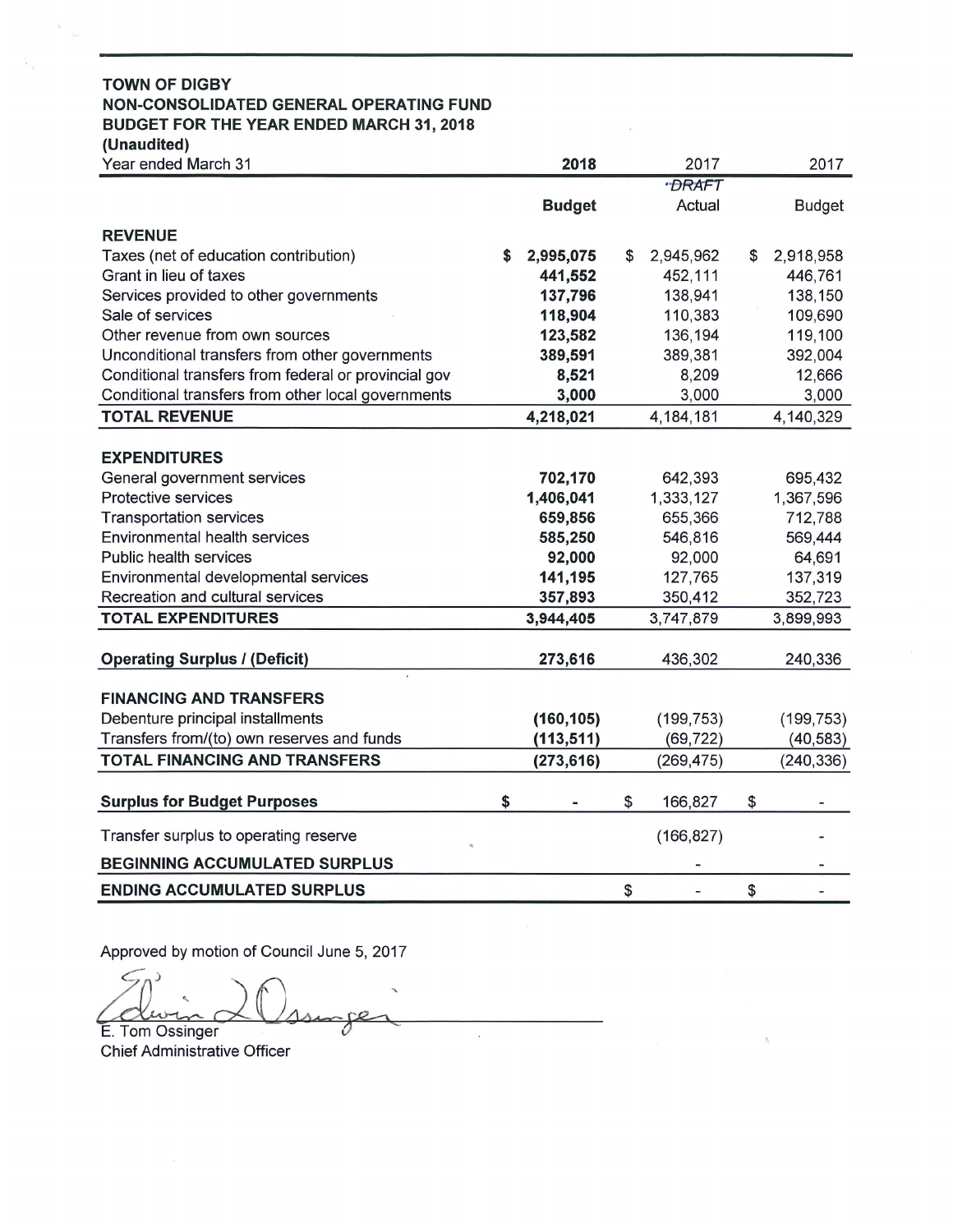**TOWN OF DIGBY**
**NON-CONSOLIDATED GENERAL OPERATING FUND**
**BUDGET FOR THE YEAR ENDED MARCH 31, 2018**
**(Unaudited)**

| Year ended March 31 | 2018 | 2017 | 2017 |
|---|---|---|---|
| | | *DRAFT* | |
| | **Budget** | Actual | Budget |
| **REVENUE** | | | |
| Taxes (net of education contribution) | **$ 2,995,075** | $ 2,945,962 | $ 2,918,958 |
| Grant in lieu of taxes | **441,552** | 452,111 | 446,761 |
| Services provided to other governments | **137,796** | 138,941 | 138,150 |
| Sale of services | **118,904** | 110,383 | 109,690 |
| Other revenue from own sources | **123,582** | 136,194 | 119,100 |
| Unconditional transfers from other governments | **389,591** | 389,381 | 392,004 |
| Conditional transfers from federal or provincial gov | **8,521** | 8,209 | 12,666 |
| Conditional transfers from other local governments | **3,000** | 3,000 | 3,000 |
| **TOTAL REVENUE** | **4,218,021** | 4,184,181 | 4,140,329 |
| **EXPENDITURES** | | | |
| General government services | **702,170** | 642,393 | 695,432 |
| Protective services | **1,406,041** | 1,333,127 | 1,367,596 |
| Transportation services | **659,856** | 655,366 | 712,788 |
| Environmental health services | **585,250** | 546,816 | 569,444 |
| Public health services | **92,000** | 92,000 | 64,691 |
| Environmental developmental services | **141,195** | 127,765 | 137,319 |
| Recreation and cultural services | **357,893** | 350,412 | 352,723 |
| **TOTAL EXPENDITURES** | **3,944,405** | 3,747,879 | 3,899,993 |
| **Operating Surplus / (Deficit)** | **273,616** | 436,302 | 240,336 |
| **FINANCING AND TRANSFERS** | | | |
| Debenture principal installments | **(160,105)** | (199,753) | (199,753) |
| Transfers from/(to) own reserves and funds | **(113,511)** | (69,722) | (40,583) |
| **TOTAL FINANCING AND TRANSFERS** | **(273,616)** | (269,475) | (240,336) |
| **Surplus for Budget Purposes** | **$ -** | $ 166,827 | $ - |
| Transfer surplus to operating reserve | | (166,827) | - |
| **BEGINNING ACCUMULATED SURPLUS** | | - | - |
| **ENDING ACCUMULATED SURPLUS** | | $ - | $ - |

Approved by motion of Council June 5, 2017

E. Tom Ossinger
Chief Administrative Officer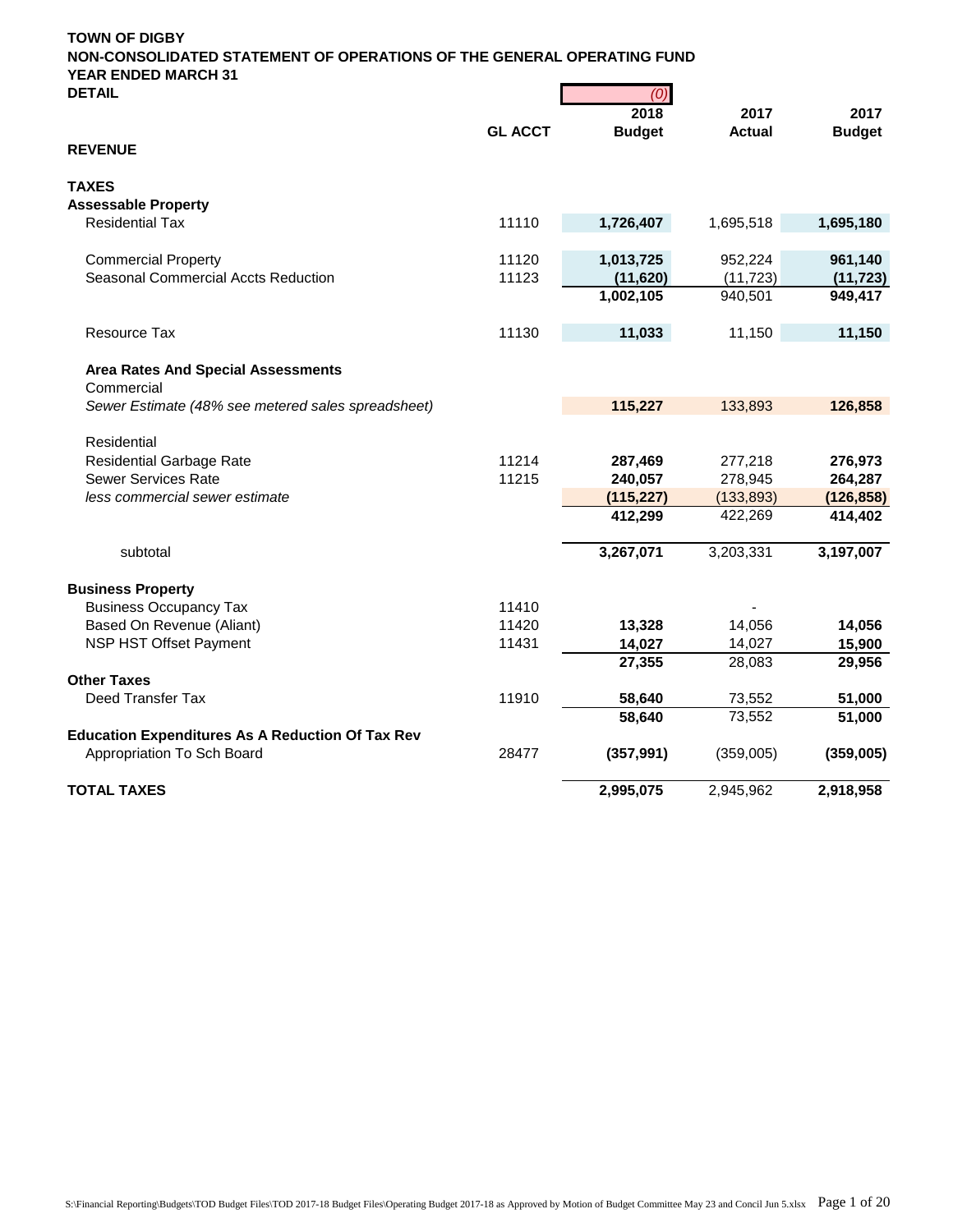**TOWN OF DIGBY**
**NON-CONSOLIDATED STATEMENT OF OPERATIONS OF THE GENERAL OPERATING FUND**
**YEAR ENDED MARCH 31**
**DETAIL**

| | GL ACCT | *(0)* 2018 Budget | 2017 Actual | 2017 Budget |
|---|---|---|---|---|
| **REVENUE** | | | | |
| | | | | |
| **TAXES** | | | | |
| **Assessable Property** | | | | |
| Residential Tax | 11110 | **1,726,407** | 1,695,518 | **1,695,180** |
| | | | | |
| Commercial Property | 11120 | **1,013,725** | 952,224 | **961,140** |
| Seasonal Commercial Accts Reduction | 11123 | **(11,620)** | (11,723) | **(11,723)** |
| | | **1,002,105** | 940,501 | **949,417** |
| | | | | |
| Resource Tax | 11130 | **11,033** | 11,150 | **11,150** |
| | | | | |
| **Area Rates And Special Assessments** | | | | |
| Commercial | | | | |
| *Sewer Estimate (48% see metered sales spreadsheet)* | | **115,227** | 133,893 | **126,858** |
| | | | | |
| Residential | | | | |
| Residential Garbage Rate | 11214 | **287,469** | 277,218 | **276,973** |
| Sewer Services Rate | 11215 | **240,057** | 278,945 | **264,287** |
| *less commercial sewer estimate* | | **(115,227)** | (133,893) | **(126,858)** |
| | | **412,299** | 422,269 | **414,402** |
| | | | | |
| subtotal | | **3,267,071** | 3,203,331 | **3,197,007** |
| | | | | |
| **Business Property** | | | | |
| Business Occupancy Tax | 11410 | | - | |
| Based On Revenue (Aliant) | 11420 | **13,328** | 14,056 | **14,056** |
| NSP HST Offset Payment | 11431 | **14,027** | 14,027 | **15,900** |
| | | **27,355** | 28,083 | **29,956** |
| **Other Taxes** | | | | |
| Deed Transfer Tax | 11910 | **58,640** | 73,552 | **51,000** |
| | | **58,640** | 73,552 | **51,000** |
| **Education Expenditures As A Reduction Of Tax Rev** | | | | |
| Appropriation To Sch Board | 28477 | **(357,991)** | (359,005) | **(359,005)** |
| | | | | |
| **TOTAL TAXES** | | **2,995,075** | 2,945,962 | **2,918,958** |

S:\Financial Reporting\Budgets\TOD Budget Files\TOD 2017-18 Budget Files\Operating Budget 2017-18 as Approved by Motion of Budget Committee May 23 and Concil Jun 5.xlsx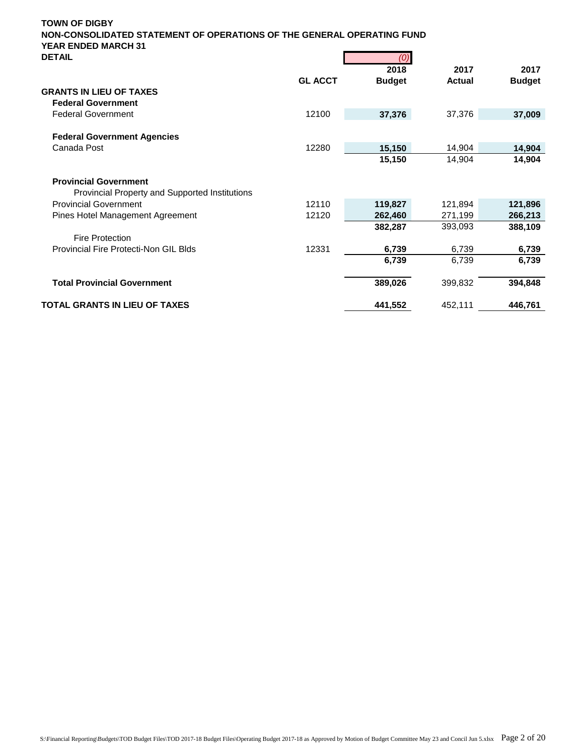**TOWN OF DIGBY**
**NON-CONSOLIDATED STATEMENT OF OPERATIONS OF THE GENERAL OPERATING FUND**
**YEAR ENDED MARCH 31**
**DETAIL**

| | GL ACCT | (0) 2018 Budget | 2017 Actual | 2017 Budget |
|---|---|---|---|---|
| **GRANTS IN LIEU OF TAXES** | | | | |
| **Federal Government** | | | | |
| Federal Government | 12100 | **37,376** | 37,376 | **37,009** |
| | | | | |
| **Federal Government Agencies** | | | | |
| Canada Post | 12280 | **15,150** | 14,904 | **14,904** |
| | | **15,150** | 14,904 | **14,904** |
| | | | | |
| **Provincial Government** | | | | |
| Provincial Property and Supported Institutions | | | | |
| Provincial Government | 12110 | **119,827** | 121,894 | **121,896** |
| Pines Hotel Management Agreement | 12120 | **262,460** | 271,199 | **266,213** |
| | | **382,287** | 393,093 | **388,109** |
| Fire Protection | | | | |
| Provincial Fire Protecti-Non GIL Blds | 12331 | **6,739** | 6,739 | **6,739** |
| | | **6,739** | 6,739 | **6,739** |
| | | | | |
| **Total Provincial Government** | | **389,026** | 399,832 | **394,848** |
| | | | | |
| **TOTAL GRANTS IN LIEU OF TAXES** | | **441,552** | 452,111 | **446,761** |

S:\Financial Reporting\Budgets\TOD Budget Files\TOD 2017-18 Budget Files\Operating Budget 2017-18 as Approved by Motion of Budget Committee May 23 and Concil Jun 5.xlsx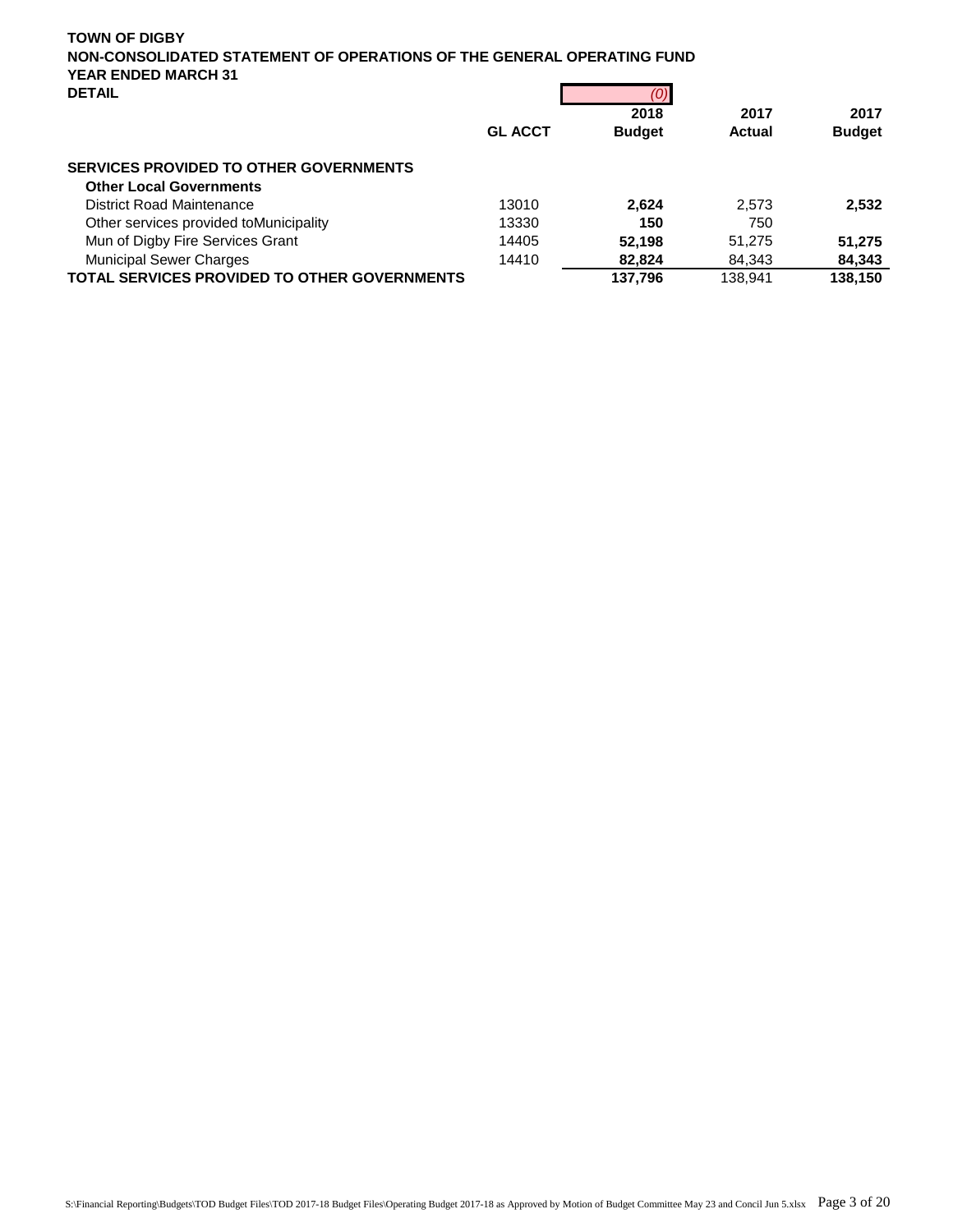**TOWN OF DIGBY**
**NON-CONSOLIDATED STATEMENT OF OPERATIONS OF THE GENERAL OPERATING FUND**
**YEAR ENDED MARCH 31**
**DETAIL**

| | GL ACCT | *(0)* 2018 Budget | 2017 Actual | 2017 Budget |
|---|---|---|---|---|
| **SERVICES PROVIDED TO OTHER GOVERNMENTS** | | | | |
| **Other Local Governments** | | | | |
| District Road Maintenance | 13010 | **2,624** | 2,573 | **2,532** |
| Other services provided toMunicipality | 13330 | **150** | 750 | |
| Mun of Digby Fire Services Grant | 14405 | **52,198** | 51,275 | **51,275** |
| Municipal Sewer Charges | 14410 | **82,824** | 84,343 | **84,343** |
| **TOTAL SERVICES PROVIDED TO OTHER GOVERNMENTS** | | **137,796** | 138,941 | **138,150** |

S:\Financial Reporting\Budgets\TOD Budget Files\TOD 2017-18 Budget Files\Operating Budget 2017-18 as Approved by Motion of Budget Committee May 23 and Concil Jun 5.xlsx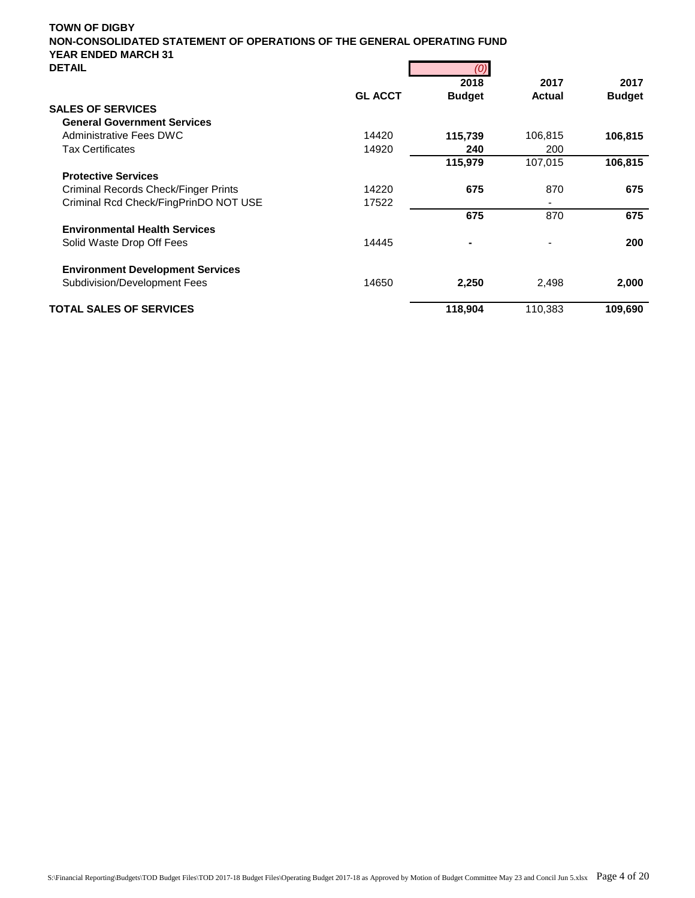**TOWN OF DIGBY**
**NON-CONSOLIDATED STATEMENT OF OPERATIONS OF THE GENERAL OPERATING FUND**
**YEAR ENDED MARCH 31**
**DETAIL**

| | GL ACCT | (0) 2018 Budget | 2017 Actual | 2017 Budget |
|---|---|---|---|---|
| **SALES OF SERVICES** | | | | |
| **General Government Services** | | | | |
| Administrative Fees DWC | 14420 | **115,739** | 106,815 | **106,815** |
| Tax Certificates | 14920 | **240** | 200 | |
| | | **115,979** | 107,015 | **106,815** |
| **Protective Services** | | | | |
| Criminal Records Check/Finger Prints | 14220 | **675** | 870 | **675** |
| Criminal Rcd Check/FingPrinDO NOT USE | 17522 | | - | |
| | | **675** | 870 | **675** |
| **Environmental Health Services** | | | | |
| Solid Waste Drop Off Fees | 14445 | **-** | - | **200** |
| **Environment Development Services** | | | | |
| Subdivision/Development Fees | 14650 | **2,250** | 2,498 | **2,000** |
| **TOTAL SALES OF SERVICES** | | **118,904** | 110,383 | **109,690** |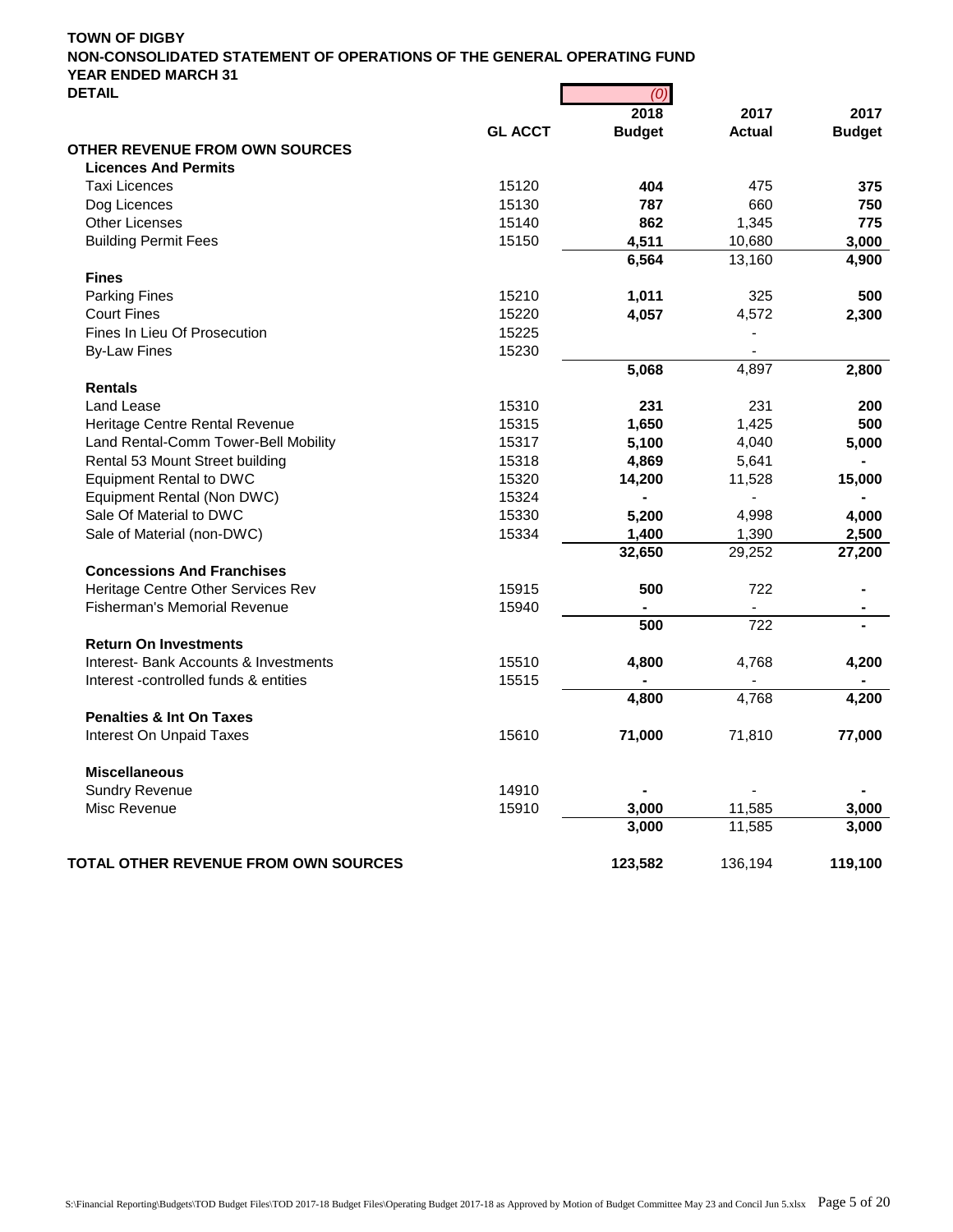**TOWN OF DIGBY**
**NON-CONSOLIDATED STATEMENT OF OPERATIONS OF THE GENERAL OPERATING FUND**
**YEAR ENDED MARCH 31**
**DETAIL**

| | GL ACCT | (0)<br>2018<br>Budget | 2017<br>Actual | 2017<br>Budget |
|---|---|---|---|---|
| **OTHER REVENUE FROM OWN SOURCES** | | | | |
| **Licences And Permits** | | | | |
| Taxi Licences | 15120 | **404** | 475 | **375** |
| Dog Licences | 15130 | **787** | 660 | **750** |
| Other Licenses | 15140 | **862** | 1,345 | **775** |
| Building Permit Fees | 15150 | **4,511** | 10,680 | **3,000** |
| | | **6,564** | 13,160 | **4,900** |
| **Fines** | | | | |
| Parking Fines | 15210 | **1,011** | 325 | **500** |
| Court Fines | 15220 | **4,057** | 4,572 | **2,300** |
| Fines In Lieu Of Prosecution | 15225 | | - | |
| By-Law Fines | 15230 | | - | |
| | | **5,068** | 4,897 | **2,800** |
| **Rentals** | | | | |
| Land Lease | 15310 | **231** | 231 | **200** |
| Heritage Centre Rental Revenue | 15315 | **1,650** | 1,425 | **500** |
| Land Rental-Comm Tower-Bell Mobility | 15317 | **5,100** | 4,040 | **5,000** |
| Rental 53 Mount Street building | 15318 | **4,869** | 5,641 | **-** |
| Equipment Rental to DWC | 15320 | **14,200** | 11,528 | **15,000** |
| Equipment Rental (Non DWC) | 15324 | **-** | - | **-** |
| Sale Of Material to DWC | 15330 | **5,200** | 4,998 | **4,000** |
| Sale of Material (non-DWC) | 15334 | **1,400** | 1,390 | **2,500** |
| | | **32,650** | 29,252 | **27,200** |
| **Concessions And Franchises** | | | | |
| Heritage Centre Other Services Rev | 15915 | **500** | 722 | **-** |
| Fisherman's Memorial Revenue | 15940 | **-** | - | **-** |
| | | **500** | 722 | **-** |
| **Return On Investments** | | | | |
| Interest- Bank Accounts & Investments | 15510 | **4,800** | 4,768 | **4,200** |
| Interest -controlled funds & entities | 15515 | **-** | - | **-** |
| | | **4,800** | 4,768 | **4,200** |
| **Penalties & Int On Taxes** | | | | |
| Interest On Unpaid Taxes | 15610 | **71,000** | 71,810 | **77,000** |
| **Miscellaneous** | | | | |
| Sundry Revenue | 14910 | **-** | - | **-** |
| Misc Revenue | 15910 | **3,000** | 11,585 | **3,000** |
| | | **3,000** | 11,585 | **3,000** |
| **TOTAL OTHER REVENUE FROM OWN SOURCES** | | **123,582** | 136,194 | **119,100** |

S:\Financial Reporting\Budgets\TOD Budget Files\TOD 2017-18 Budget Files\Operating Budget 2017-18 as Approved by Motion of Budget Committee May 23 and Concil Jun 5.xlsx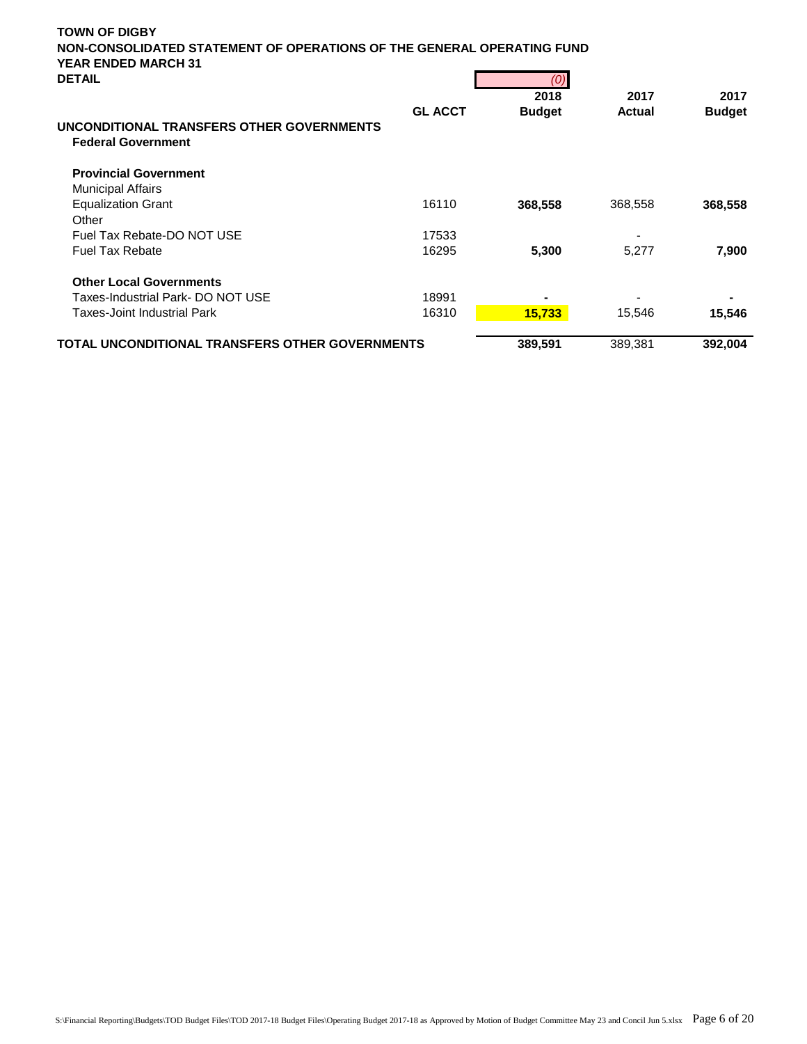**TOWN OF DIGBY**
**NON-CONSOLIDATED STATEMENT OF OPERATIONS OF THE GENERAL OPERATING FUND**
**YEAR ENDED MARCH 31**
**DETAIL**

| | GL ACCT | (0)<br>2018<br>Budget | 2017<br>Actual | 2017<br>Budget |
|---|---|---|---|---|
| **UNCONDITIONAL TRANSFERS OTHER GOVERNMENTS** | | | | |
| **Federal Government** | | | | |
| | | | | |
| **Provincial Government** | | | | |
| Municipal Affairs | | | | |
| Equalization Grant | 16110 | **368,558** | 368,558 | **368,558** |
| Other | | | | |
| Fuel Tax Rebate-DO NOT USE | 17533 | | - | |
| Fuel Tax Rebate | 16295 | **5,300** | 5,277 | **7,900** |
| | | | | |
| **Other Local Governments** | | | | |
| Taxes-Industrial Park- DO NOT USE | 18991 | **-** | - | **-** |
| Taxes-Joint Industrial Park | 16310 | **15,733** | 15,546 | **15,546** |
| | | | | |
| **TOTAL UNCONDITIONAL TRANSFERS OTHER GOVERNMENTS** | | **389,591** | 389,381 | **392,004** |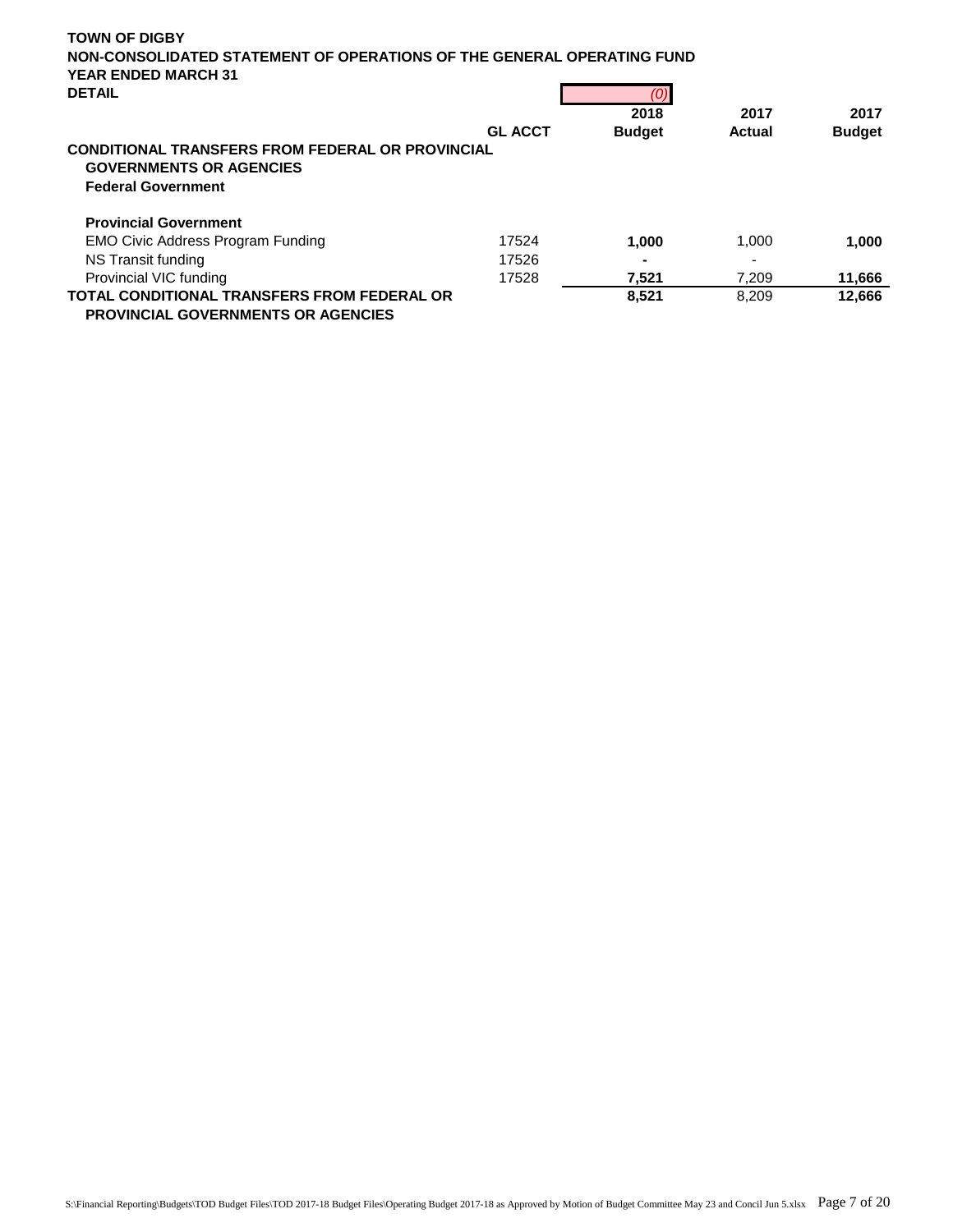**TOWN OF DIGBY**
**NON-CONSOLIDATED STATEMENT OF OPERATIONS OF THE GENERAL OPERATING FUND**
**YEAR ENDED MARCH 31**
**DETAIL**

| | GL ACCT | *(0)*<br>2018 Budget | 2017 Actual | 2017 Budget |
|---|---|---|---|---|
| **CONDITIONAL TRANSFERS FROM FEDERAL OR PROVINCIAL GOVERNMENTS OR AGENCIES** | | | | |
| **Federal Government** | | | | |
| | | | | |
| **Provincial Government** | | | | |
| EMO Civic Address Program Funding | 17524 | **1,000** | 1,000 | **1,000** |
| NS Transit funding | 17526 | **-** | - | |
| Provincial VIC funding | 17528 | **7,521** | 7,209 | **11,666** |
| **TOTAL CONDITIONAL TRANSFERS FROM FEDERAL OR PROVINCIAL GOVERNMENTS OR AGENCIES** | | **8,521** | 8,209 | **12,666** |

S:\Financial Reporting\Budgets\TOD Budget Files\TOD 2017-18 Budget Files\Operating Budget 2017-18 as Approved by Motion of Budget Committee May 23 and Concil Jun 5.xlsx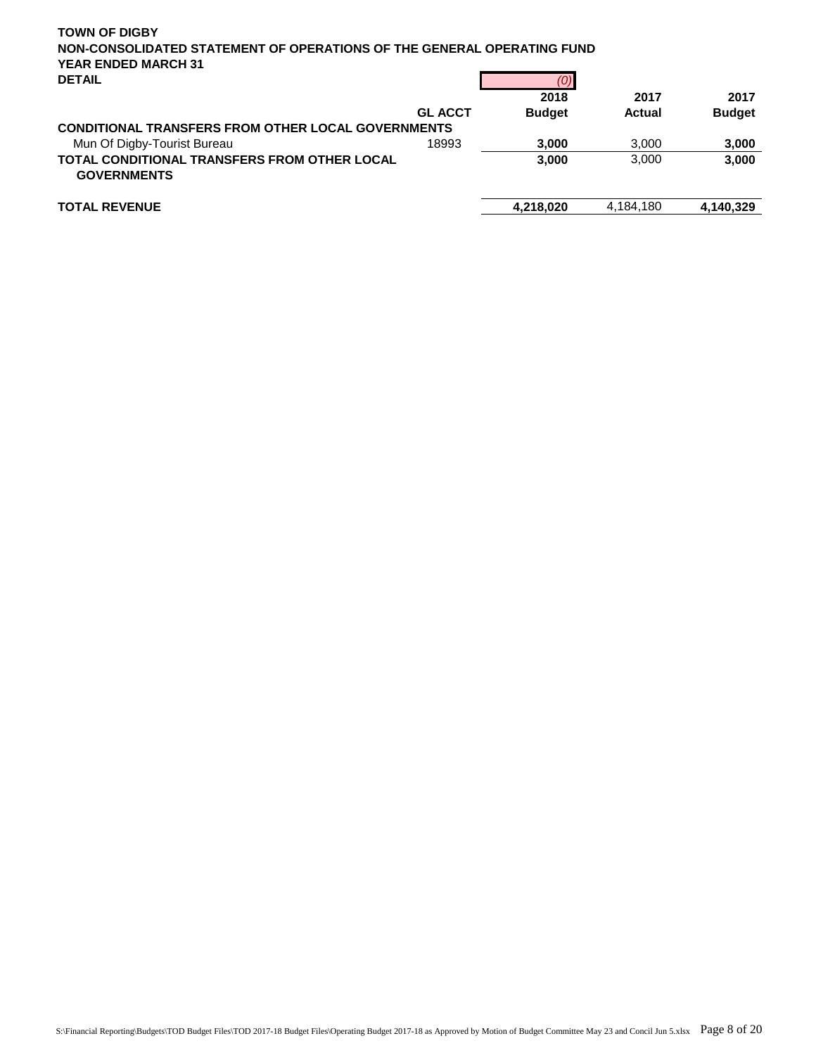**TOWN OF DIGBY**
**NON-CONSOLIDATED STATEMENT OF OPERATIONS OF THE GENERAL OPERATING FUND**
**YEAR ENDED MARCH 31**
**DETAIL**

| | GL ACCT | *(0)* 2018 Budget | 2017 Actual | 2017 Budget |
|---|---|---|---|---|
| **CONDITIONAL TRANSFERS FROM OTHER LOCAL GOVERNMENTS** | | | | |
| Mun Of Digby-Tourist Bureau | 18993 | **3,000** | 3,000 | **3,000** |
| **TOTAL CONDITIONAL TRANSFERS FROM OTHER LOCAL GOVERNMENTS** | | **3,000** | 3,000 | **3,000** |
| **TOTAL REVENUE** | | **4,218,020** | 4,184,180 | **4,140,329** |

S:\Financial Reporting\Budgets\TOD Budget Files\TOD 2017-18 Budget Files\Operating Budget 2017-18 as Approved by Motion of Budget Committee May 23 and Concil Jun 5.xlsx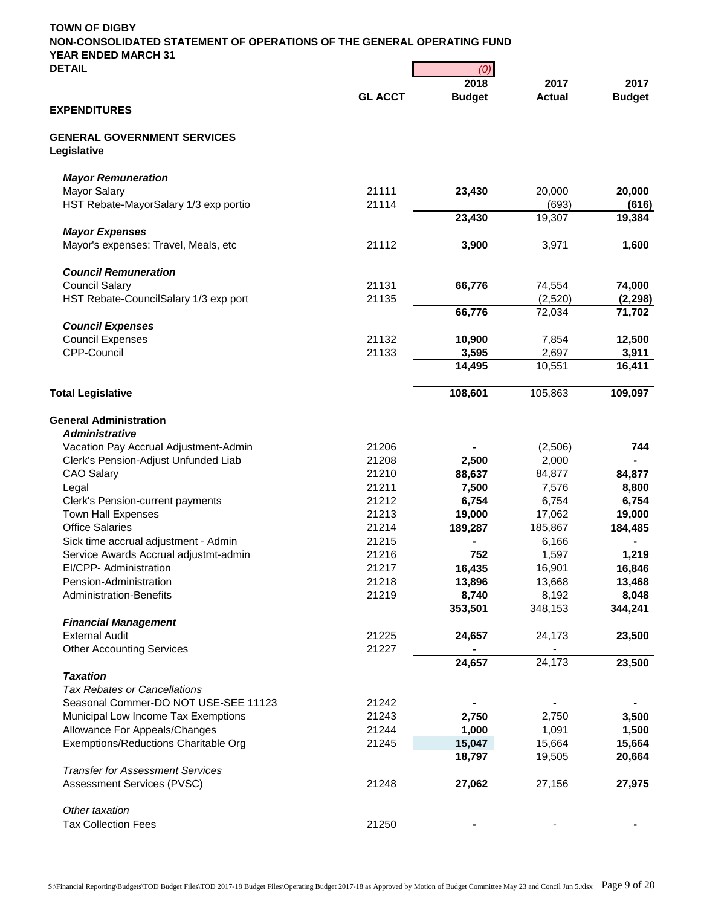**TOWN OF DIGBY**
**NON-CONSOLIDATED STATEMENT OF OPERATIONS OF THE GENERAL OPERATING FUND**
**YEAR ENDED MARCH 31**
**DETAIL**

| | GL ACCT | (0)<br>2018<br>Budget | 2017<br>Actual | 2017<br>Budget |
|---|---|---|---|---|
| **EXPENDITURES** | | | | |
| | | | | |
| **GENERAL GOVERNMENT SERVICES** | | | | |
| **Legislative** | | | | |
| | | | | |
| ***Mayor Remuneration*** | | | | |
| Mayor Salary | 21111 | **23,430** | 20,000 | **20,000** |
| HST Rebate-MayorSalary 1/3 exp portio | 21114 | | (693) | **(616)** |
| | | **23,430** | 19,307 | **19,384** |
| ***Mayor Expenses*** | | | | |
| Mayor's expenses: Travel, Meals, etc | 21112 | **3,900** | 3,971 | **1,600** |
| | | | | |
| ***Council Remuneration*** | | | | |
| Council Salary | 21131 | **66,776** | 74,554 | **74,000** |
| HST Rebate-CouncilSalary 1/3 exp port | 21135 | | (2,520) | **(2,298)** |
| | | **66,776** | 72,034 | **71,702** |
| ***Council Expenses*** | | | | |
| Council Expenses | 21132 | **10,900** | 7,854 | **12,500** |
| CPP-Council | 21133 | **3,595** | 2,697 | **3,911** |
| | | **14,495** | 10,551 | **16,411** |
| | | | | |
| **Total Legislative** | | **108,601** | 105,863 | **109,097** |
| | | | | |
| **General Administration** | | | | |
| ***Administrative*** | | | | |
| Vacation Pay Accrual Adjustment-Admin | 21206 | **-** | (2,506) | **744** |
| Clerk's Pension-Adjust Unfunded Liab | 21208 | **2,500** | 2,000 | **-** |
| CAO Salary | 21210 | **88,637** | 84,877 | **84,877** |
| Legal | 21211 | **7,500** | 7,576 | **8,800** |
| Clerk's Pension-current payments | 21212 | **6,754** | 6,754 | **6,754** |
| Town Hall Expenses | 21213 | **19,000** | 17,062 | **19,000** |
| Office Salaries | 21214 | **189,287** | 185,867 | **184,485** |
| Sick time accrual adjustment - Admin | 21215 | **-** | 6,166 | **-** |
| Service Awards Accrual adjustmt-admin | 21216 | **752** | 1,597 | **1,219** |
| EI/CPP- Administration | 21217 | **16,435** | 16,901 | **16,846** |
| Pension-Administration | 21218 | **13,896** | 13,668 | **13,468** |
| Administration-Benefits | 21219 | **8,740** | 8,192 | **8,048** |
| | | **353,501** | 348,153 | **344,241** |
| ***Financial Management*** | | | | |
| External Audit | 21225 | **24,657** | 24,173 | **23,500** |
| Other Accounting Services | 21227 | **-** | - | |
| | | **24,657** | 24,173 | **23,500** |
| ***Taxation*** | | | | |
| *Tax Rebates or Cancellations* | | | | |
| Seasonal Commer-DO NOT USE-SEE 11123 | 21242 | **-** | - | **-** |
| Municipal Low Income Tax Exemptions | 21243 | **2,750** | 2,750 | **3,500** |
| Allowance For Appeals/Changes | 21244 | **1,000** | 1,091 | **1,500** |
| Exemptions/Reductions Charitable Org | 21245 | **15,047** | 15,664 | **15,664** |
| | | **18,797** | 19,505 | **20,664** |
| *Transfer for Assessment Services* | | | | |
| Assessment Services (PVSC) | 21248 | **27,062** | 27,156 | **27,975** |
| | | | | |
| *Other taxation* | | | | |
| Tax Collection Fees | 21250 | **-** | - | **-** |

S:\Financial Reporting\Budgets\TOD Budget Files\TOD 2017-18 Budget Files\Operating Budget 2017-18 as Approved by Motion of Budget Committee May 23 and Concil Jun 5.xlsx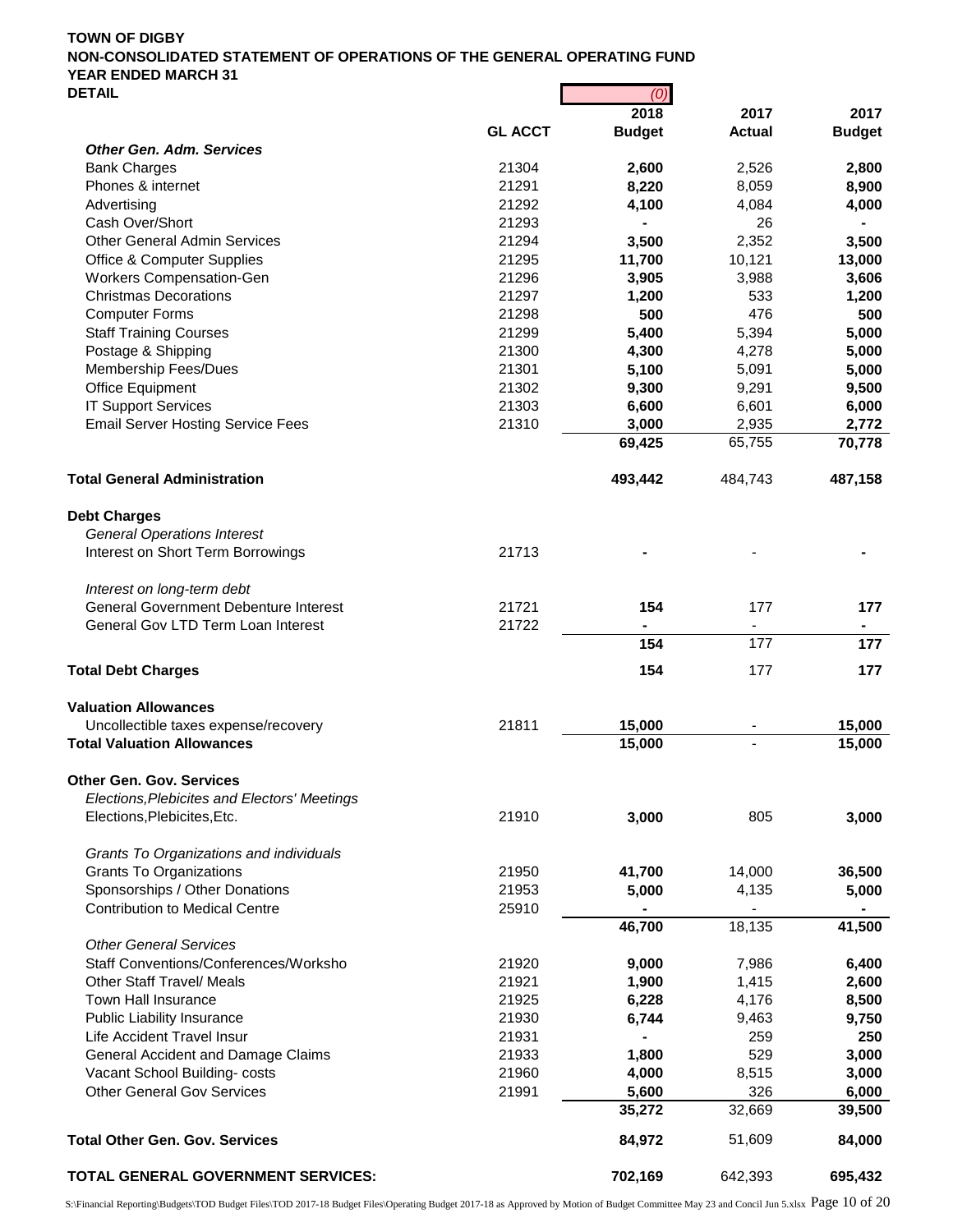**TOWN OF DIGBY**
**NON-CONSOLIDATED STATEMENT OF OPERATIONS OF THE GENERAL OPERATING FUND**
**YEAR ENDED MARCH 31**
**DETAIL**

| | GL ACCT | (0) 2018 Budget | 2017 Actual | 2017 Budget |
|---|---|---|---|---|
| ***Other Gen. Adm. Services*** | | | | |
| Bank Charges | 21304 | **2,600** | 2,526 | **2,800** |
| Phones & internet | 21291 | **8,220** | 8,059 | **8,900** |
| Advertising | 21292 | **4,100** | 4,084 | **4,000** |
| Cash Over/Short | 21293 | **-** | 26 | **-** |
| Other General Admin Services | 21294 | **3,500** | 2,352 | **3,500** |
| Office & Computer Supplies | 21295 | **11,700** | 10,121 | **13,000** |
| Workers Compensation-Gen | 21296 | **3,905** | 3,988 | **3,606** |
| Christmas Decorations | 21297 | **1,200** | 533 | **1,200** |
| Computer Forms | 21298 | **500** | 476 | **500** |
| Staff Training Courses | 21299 | **5,400** | 5,394 | **5,000** |
| Postage & Shipping | 21300 | **4,300** | 4,278 | **5,000** |
| Membership Fees/Dues | 21301 | **5,100** | 5,091 | **5,000** |
| Office Equipment | 21302 | **9,300** | 9,291 | **9,500** |
| IT Support Services | 21303 | **6,600** | 6,601 | **6,000** |
| Email Server Hosting Service Fees | 21310 | **3,000** | 2,935 | **2,772** |
| | | **69,425** | 65,755 | **70,778** |
| **Total General Administration** | | **493,442** | 484,743 | **487,158** |
| **Debt Charges** | | | | |
| *General Operations Interest* | | | | |
| Interest on Short Term Borrowings | 21713 | **-** | - | **-** |
| *Interest on long-term debt* | | | | |
| General Government Debenture Interest | 21721 | **154** | 177 | **177** |
| General Gov LTD Term Loan Interest | 21722 | **-** | - | **-** |
| | | **154** | 177 | **177** |
| **Total Debt Charges** | | **154** | 177 | **177** |
| **Valuation Allowances** | | | | |
| Uncollectible taxes expense/recovery | 21811 | **15,000** | - | **15,000** |
| **Total Valuation Allowances** | | **15,000** | - | **15,000** |
| **Other Gen. Gov. Services** | | | | |
| *Elections,Plebicites and Electors' Meetings* | | | | |
| Elections,Plebicites,Etc. | 21910 | **3,000** | 805 | **3,000** |
| *Grants To Organizations and individuals* | | | | |
| Grants To Organizations | 21950 | **41,700** | 14,000 | **36,500** |
| Sponsorships / Other Donations | 21953 | **5,000** | 4,135 | **5,000** |
| Contribution to Medical Centre | 25910 | **-** | - | **-** |
| | | **46,700** | 18,135 | **41,500** |
| *Other General Services* | | | | |
| Staff Conventions/Conferences/Worksho | 21920 | **9,000** | 7,986 | **6,400** |
| Other Staff Travel/ Meals | 21921 | **1,900** | 1,415 | **2,600** |
| Town Hall Insurance | 21925 | **6,228** | 4,176 | **8,500** |
| Public Liability Insurance | 21930 | **6,744** | 9,463 | **9,750** |
| Life Accident Travel Insur | 21931 | **-** | 259 | **250** |
| General Accident and Damage Claims | 21933 | **1,800** | 529 | **3,000** |
| Vacant School Building- costs | 21960 | **4,000** | 8,515 | **3,000** |
| Other General Gov Services | 21991 | **5,600** | 326 | **6,000** |
| | | **35,272** | 32,669 | **39,500** |
| **Total Other Gen. Gov. Services** | | **84,972** | 51,609 | **84,000** |
| **TOTAL GENERAL GOVERNMENT SERVICES:** | | **702,169** | 642,393 | **695,432** |

S:\Financial Reporting\Budgets\TOD Budget Files\TOD 2017-18 Budget Files\Operating Budget 2017-18 as Approved by Motion of Budget Committee May 23 and Concil Jun 5.xlsx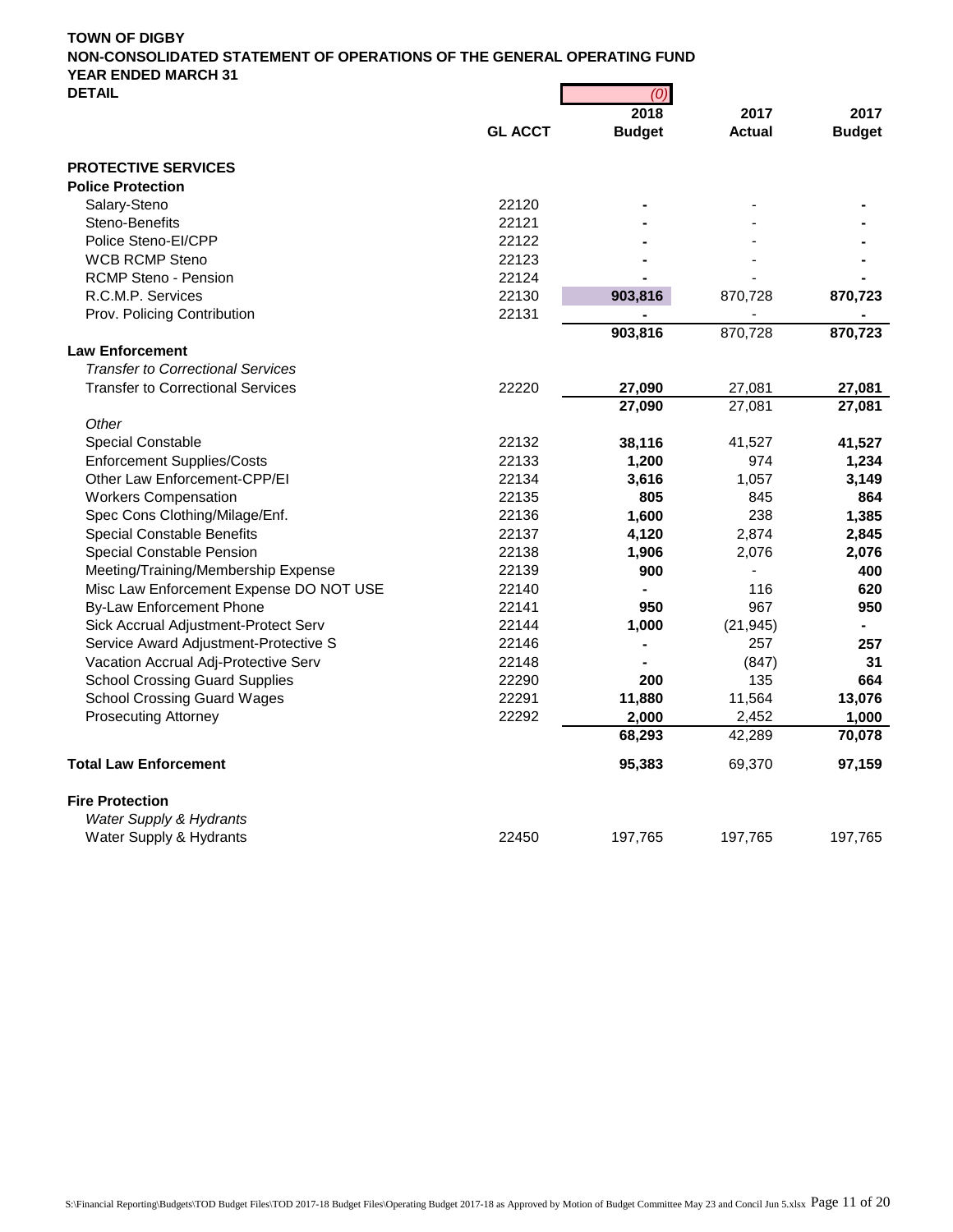**TOWN OF DIGBY**
**NON-CONSOLIDATED STATEMENT OF OPERATIONS OF THE GENERAL OPERATING FUND**
**YEAR ENDED MARCH 31**
**DETAIL**

| | GL ACCT | (0)<br>2018<br>Budget | 2017<br>Actual | 2017<br>Budget |
|---|---|---|---|---|
| **PROTECTIVE SERVICES** | | | | |
| **Police Protection** | | | | |
| Salary-Steno | 22120 | **-** | - | **-** |
| Steno-Benefits | 22121 | **-** | - | **-** |
| Police Steno-EI/CPP | 22122 | **-** | - | **-** |
| WCB RCMP Steno | 22123 | **-** | - | **-** |
| RCMP Steno - Pension | 22124 | **-** | - | **-** |
| R.C.M.P. Services | 22130 | **903,816** | 870,728 | **870,723** |
| Prov. Policing Contribution | 22131 | **-** | - | **-** |
| | | **903,816** | 870,728 | **870,723** |
| **Law Enforcement** | | | | |
| *Transfer to Correctional Services* | | | | |
| Transfer to Correctional Services | 22220 | **27,090** | 27,081 | **27,081** |
| | | **27,090** | 27,081 | **27,081** |
| *Other* | | | | |
| Special Constable | 22132 | **38,116** | 41,527 | **41,527** |
| Enforcement Supplies/Costs | 22133 | **1,200** | 974 | **1,234** |
| Other Law Enforcement-CPP/EI | 22134 | **3,616** | 1,057 | **3,149** |
| Workers Compensation | 22135 | **805** | 845 | **864** |
| Spec Cons Clothing/Milage/Enf. | 22136 | **1,600** | 238 | **1,385** |
| Special Constable Benefits | 22137 | **4,120** | 2,874 | **2,845** |
| Special Constable Pension | 22138 | **1,906** | 2,076 | **2,076** |
| Meeting/Training/Membership Expense | 22139 | **900** | - | **400** |
| Misc Law Enforcement Expense DO NOT USE | 22140 | **-** | 116 | **620** |
| By-Law Enforcement Phone | 22141 | **950** | 967 | **950** |
| Sick Accrual Adjustment-Protect Serv | 22144 | **1,000** | (21,945) | **-** |
| Service Award Adjustment-Protective S | 22146 | **-** | 257 | **257** |
| Vacation Accrual Adj-Protective Serv | 22148 | **-** | (847) | **31** |
| School Crossing Guard Supplies | 22290 | **200** | 135 | **664** |
| School Crossing Guard Wages | 22291 | **11,880** | 11,564 | **13,076** |
| Prosecuting Attorney | 22292 | **2,000** | 2,452 | **1,000** |
| | | **68,293** | 42,289 | **70,078** |
| **Total Law Enforcement** | | **95,383** | 69,370 | **97,159** |
| **Fire Protection** | | | | |
| *Water Supply & Hydrants* | | | | |
| Water Supply & Hydrants | 22450 | 197,765 | 197,765 | 197,765 |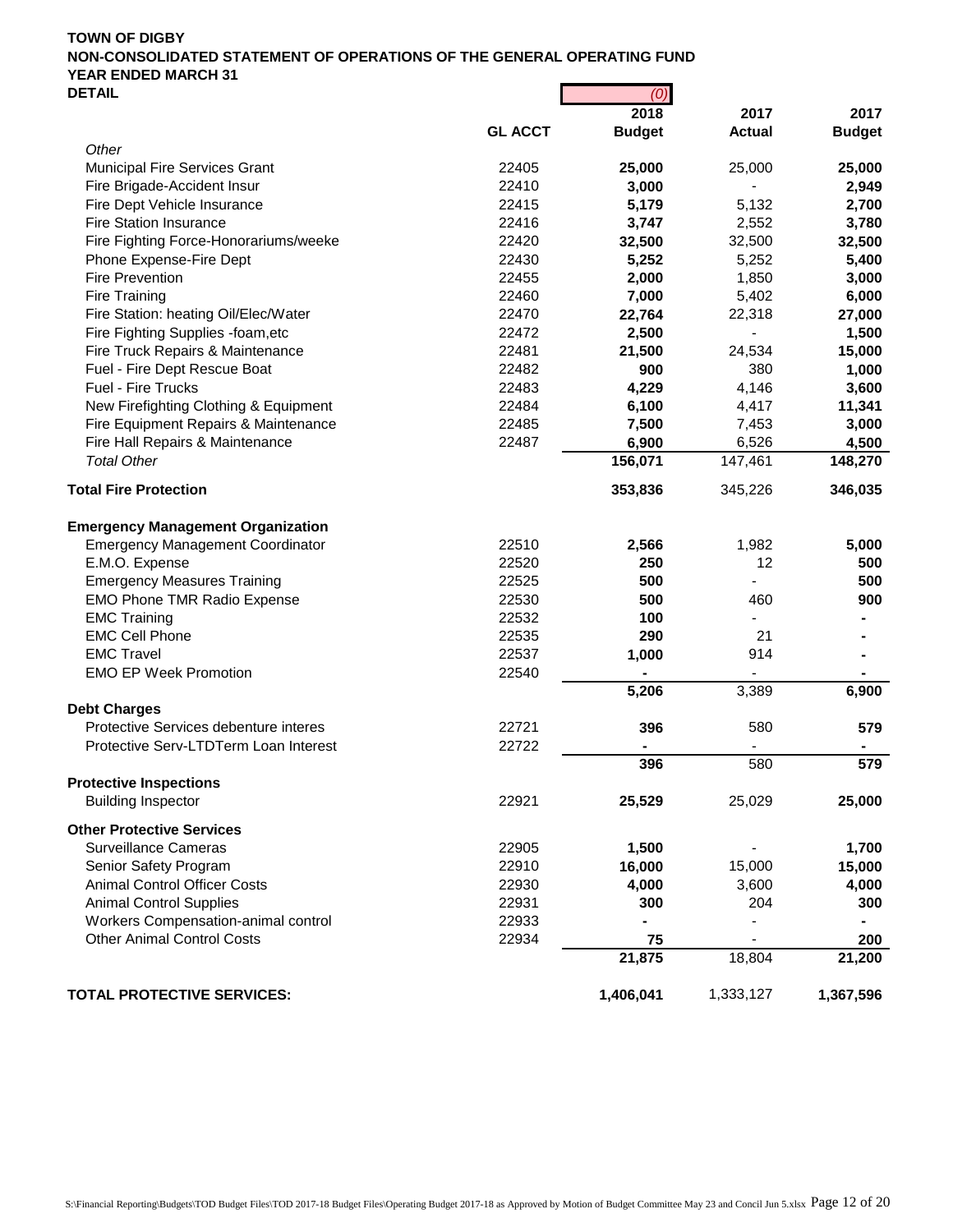**TOWN OF DIGBY**
**NON-CONSOLIDATED STATEMENT OF OPERATIONS OF THE GENERAL OPERATING FUND**
**YEAR ENDED MARCH 31**
**DETAIL**

| | GL ACCT | (0) 2018 Budget | 2017 Actual | 2017 Budget |
|---|---|---|---|---|
| *Other* | | | | |
| Municipal Fire Services Grant | 22405 | **25,000** | 25,000 | **25,000** |
| Fire Brigade-Accident Insur | 22410 | **3,000** | - | **2,949** |
| Fire Dept Vehicle Insurance | 22415 | **5,179** | 5,132 | **2,700** |
| Fire Station Insurance | 22416 | **3,747** | 2,552 | **3,780** |
| Fire Fighting Force-Honorariums/weeke | 22420 | **32,500** | 32,500 | **32,500** |
| Phone Expense-Fire Dept | 22430 | **5,252** | 5,252 | **5,400** |
| Fire Prevention | 22455 | **2,000** | 1,850 | **3,000** |
| Fire Training | 22460 | **7,000** | 5,402 | **6,000** |
| Fire Station: heating Oil/Elec/Water | 22470 | **22,764** | 22,318 | **27,000** |
| Fire Fighting Supplies -foam,etc | 22472 | **2,500** | - | **1,500** |
| Fire Truck Repairs & Maintenance | 22481 | **21,500** | 24,534 | **15,000** |
| Fuel - Fire Dept Rescue Boat | 22482 | **900** | 380 | **1,000** |
| Fuel - Fire Trucks | 22483 | **4,229** | 4,146 | **3,600** |
| New Firefighting Clothing & Equipment | 22484 | **6,100** | 4,417 | **11,341** |
| Fire Equipment Repairs & Maintenance | 22485 | **7,500** | 7,453 | **3,000** |
| Fire Hall Repairs & Maintenance | 22487 | **6,900** | 6,526 | **4,500** |
| *Total Other* | | **156,071** | 147,461 | **148,270** |
| **Total Fire Protection** | | **353,836** | 345,226 | **346,035** |
| **Emergency Management Organization** | | | | |
| Emergency Management Coordinator | 22510 | **2,566** | 1,982 | **5,000** |
| E.M.O. Expense | 22520 | **250** | 12 | **500** |
| Emergency Measures Training | 22525 | **500** | - | **500** |
| EMO Phone TMR Radio Expense | 22530 | **500** | 460 | **900** |
| EMC Training | 22532 | **100** | - | **-** |
| EMC Cell Phone | 22535 | **290** | 21 | **-** |
| EMC Travel | 22537 | **1,000** | 914 | **-** |
| EMO EP Week Promotion | 22540 | **-** | - | **-** |
| | | **5,206** | 3,389 | **6,900** |
| **Debt Charges** | | | | |
| Protective Services debenture interes | 22721 | **396** | 580 | **579** |
| Protective Serv-LTDTerm Loan Interest | 22722 | **-** | - | **-** |
| | | **396** | 580 | **579** |
| **Protective Inspections** | | | | |
| Building Inspector | 22921 | **25,529** | 25,029 | **25,000** |
| **Other Protective Services** | | | | |
| Surveillance Cameras | 22905 | **1,500** | - | **1,700** |
| Senior Safety Program | 22910 | **16,000** | 15,000 | **15,000** |
| Animal Control Officer Costs | 22930 | **4,000** | 3,600 | **4,000** |
| Animal Control Supplies | 22931 | **300** | 204 | **300** |
| Workers Compensation-animal control | 22933 | **-** | - | **-** |
| Other Animal Control Costs | 22934 | **75** | - | **200** |
| | | **21,875** | 18,804 | **21,200** |
| **TOTAL PROTECTIVE SERVICES:** | | **1,406,041** | 1,333,127 | **1,367,596** |

S:\Financial Reporting\Budgets\TOD Budget Files\TOD 2017-18 Budget Files\Operating Budget 2017-18 as Approved by Motion of Budget Committee May 23 and Concil Jun 5.xlsx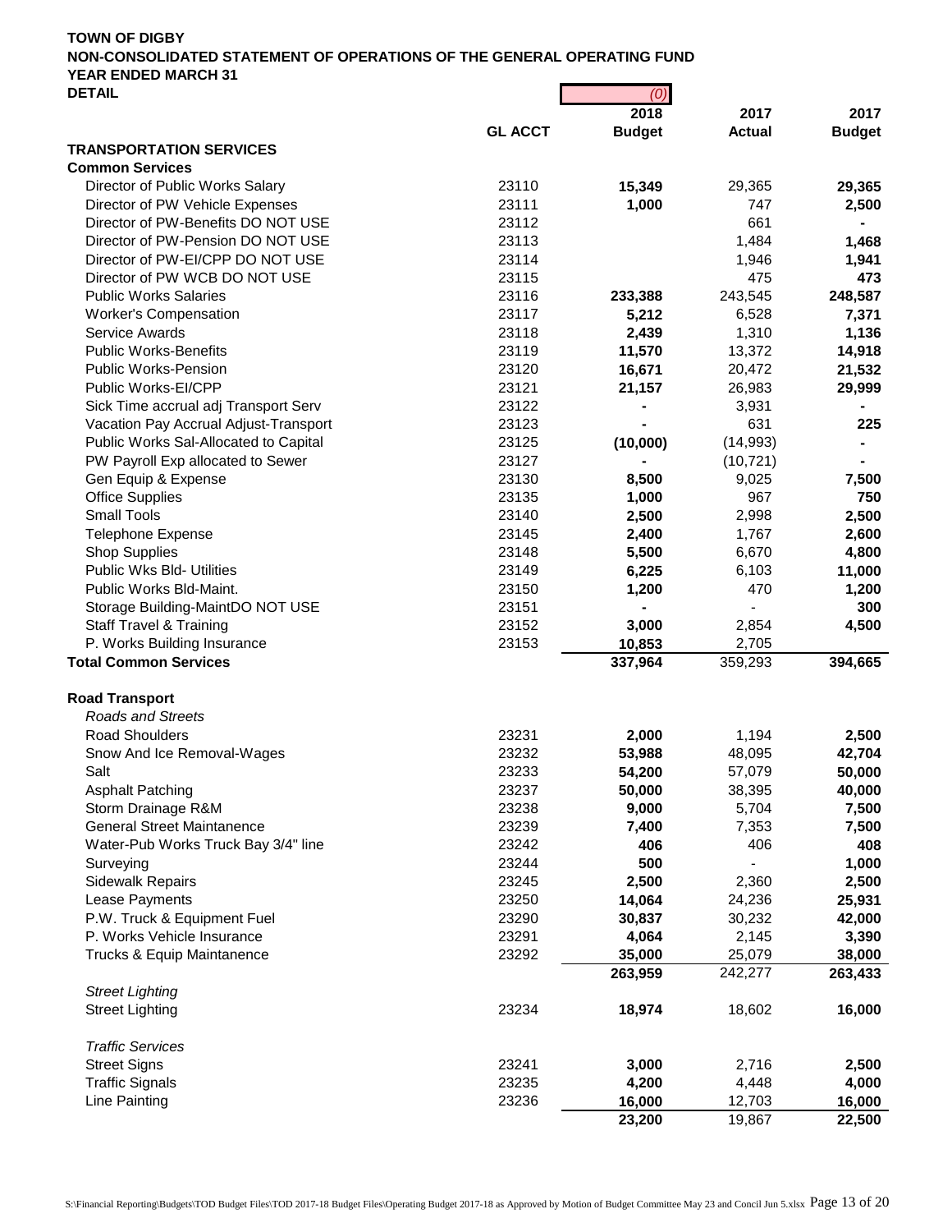**TOWN OF DIGBY**
**NON-CONSOLIDATED STATEMENT OF OPERATIONS OF THE GENERAL OPERATING FUND**
**YEAR ENDED MARCH 31**
**DETAIL**

| | GL ACCT | (0)<br>2018<br>Budget | 2017<br>Actual | 2017<br>Budget |
|---|---|---|---|---|
| **TRANSPORTATION SERVICES** | | | | |
| **Common Services** | | | | |
| Director of Public Works Salary | 23110 | **15,349** | 29,365 | **29,365** |
| Director of PW Vehicle Expenses | 23111 | **1,000** | 747 | **2,500** |
| Director of PW-Benefits DO NOT USE | 23112 | | 661 | **-** |
| Director of PW-Pension DO NOT USE | 23113 | | 1,484 | **1,468** |
| Director of PW-EI/CPP DO NOT USE | 23114 | | 1,946 | **1,941** |
| Director of PW WCB DO NOT USE | 23115 | | 475 | **473** |
| Public Works Salaries | 23116 | **233,388** | 243,545 | **248,587** |
| Worker's Compensation | 23117 | **5,212** | 6,528 | **7,371** |
| Service Awards | 23118 | **2,439** | 1,310 | **1,136** |
| Public Works-Benefits | 23119 | **11,570** | 13,372 | **14,918** |
| Public Works-Pension | 23120 | **16,671** | 20,472 | **21,532** |
| Public Works-EI/CPP | 23121 | **21,157** | 26,983 | **29,999** |
| Sick Time accrual adj Transport Serv | 23122 | **-** | 3,931 | **-** |
| Vacation Pay Accrual Adjust-Transport | 23123 | **-** | 631 | **225** |
| Public Works Sal-Allocated to Capital | 23125 | **(10,000)** | (14,993) | **-** |
| PW Payroll Exp allocated to Sewer | 23127 | **-** | (10,721) | **-** |
| Gen Equip & Expense | 23130 | **8,500** | 9,025 | **7,500** |
| Office Supplies | 23135 | **1,000** | 967 | **750** |
| Small Tools | 23140 | **2,500** | 2,998 | **2,500** |
| Telephone Expense | 23145 | **2,400** | 1,767 | **2,600** |
| Shop Supplies | 23148 | **5,500** | 6,670 | **4,800** |
| Public Wks Bld- Utilities | 23149 | **6,225** | 6,103 | **11,000** |
| Public Works Bld-Maint. | 23150 | **1,200** | 470 | **1,200** |
| Storage Building-MaintDO NOT USE | 23151 | **-** | - | **300** |
| Staff Travel & Training | 23152 | **3,000** | 2,854 | **4,500** |
| P. Works Building Insurance | 23153 | **10,853** | 2,705 | |
| **Total Common Services** | | **337,964** | 359,293 | **394,665** |
| | | | | |
| **Road Transport** | | | | |
| *Roads and Streets* | | | | |
| Road Shoulders | 23231 | **2,000** | 1,194 | **2,500** |
| Snow And Ice Removal-Wages | 23232 | **53,988** | 48,095 | **42,704** |
| Salt | 23233 | **54,200** | 57,079 | **50,000** |
| Asphalt Patching | 23237 | **50,000** | 38,395 | **40,000** |
| Storm Drainage R&M | 23238 | **9,000** | 5,704 | **7,500** |
| General Street Maintanence | 23239 | **7,400** | 7,353 | **7,500** |
| Water-Pub Works Truck Bay 3/4" line | 23242 | **406** | 406 | **408** |
| Surveying | 23244 | **500** | - | **1,000** |
| Sidewalk Repairs | 23245 | **2,500** | 2,360 | **2,500** |
| Lease Payments | 23250 | **14,064** | 24,236 | **25,931** |
| P.W. Truck & Equipment Fuel | 23290 | **30,837** | 30,232 | **42,000** |
| P. Works Vehicle Insurance | 23291 | **4,064** | 2,145 | **3,390** |
| Trucks & Equip Maintanence | 23292 | **35,000** | 25,079 | **38,000** |
| | | **263,959** | 242,277 | **263,433** |
| *Street Lighting* | | | | |
| Street Lighting | 23234 | **18,974** | 18,602 | **16,000** |
| | | | | |
| *Traffic Services* | | | | |
| Street Signs | 23241 | **3,000** | 2,716 | **2,500** |
| Traffic Signals | 23235 | **4,200** | 4,448 | **4,000** |
| Line Painting | 23236 | **16,000** | 12,703 | **16,000** |
| | | **23,200** | 19,867 | **22,500** |

S:\Financial Reporting\Budgets\TOD Budget Files\TOD 2017-18 Budget Files\Operating Budget 2017-18 as Approved by Motion of Budget Committee May 23 and Concil Jun 5.xlsx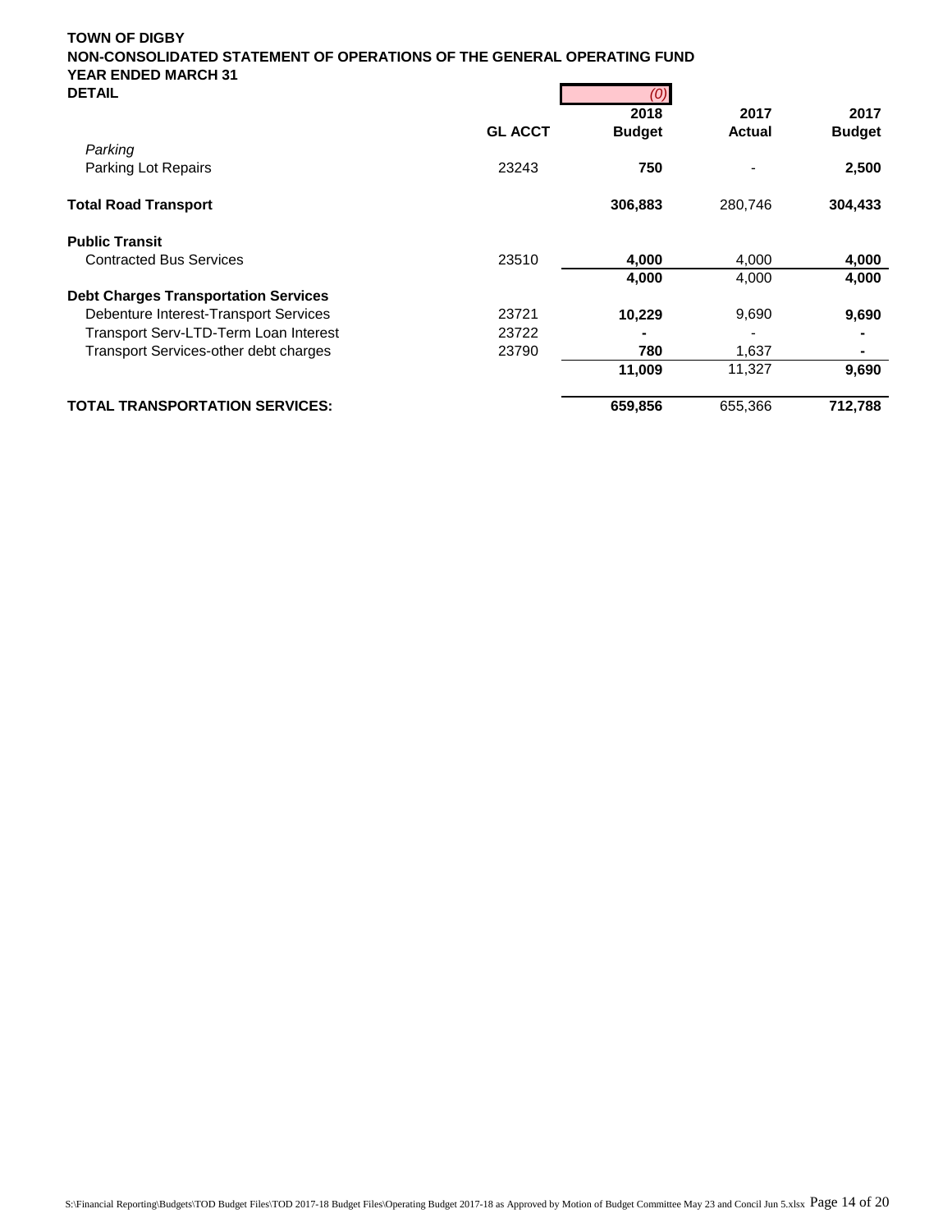**TOWN OF DIGBY**
**NON-CONSOLIDATED STATEMENT OF OPERATIONS OF THE GENERAL OPERATING FUND**
**YEAR ENDED MARCH 31**
**DETAIL**

| | GL ACCT | (0)<br>2018<br>Budget | 2017<br>Actual | 2017<br>Budget |
|---|---|---|---|---|
| *Parking* | | | | |
| Parking Lot Repairs | 23243 | **750** | - | **2,500** |
| **Total Road Transport** | | **306,883** | 280,746 | **304,433** |
| **Public Transit** | | | | |
| Contracted Bus Services | 23510 | **4,000** | 4,000 | **4,000** |
| | | **4,000** | 4,000 | **4,000** |
| **Debt Charges Transportation Services** | | | | |
| Debenture Interest-Transport Services | 23721 | **10,229** | 9,690 | **9,690** |
| Transport Serv-LTD-Term Loan Interest | 23722 | **-** | - | **-** |
| Transport Services-other debt charges | 23790 | **780** | 1,637 | **-** |
| | | **11,009** | 11,327 | **9,690** |
| **TOTAL TRANSPORTATION SERVICES:** | | **659,856** | 655,366 | **712,788** |

S:\Financial Reporting\Budgets\TOD Budget Files\TOD 2017-18 Budget Files\Operating Budget 2017-18 as Approved by Motion of Budget Committee May 23 and Concil Jun 5.xlsx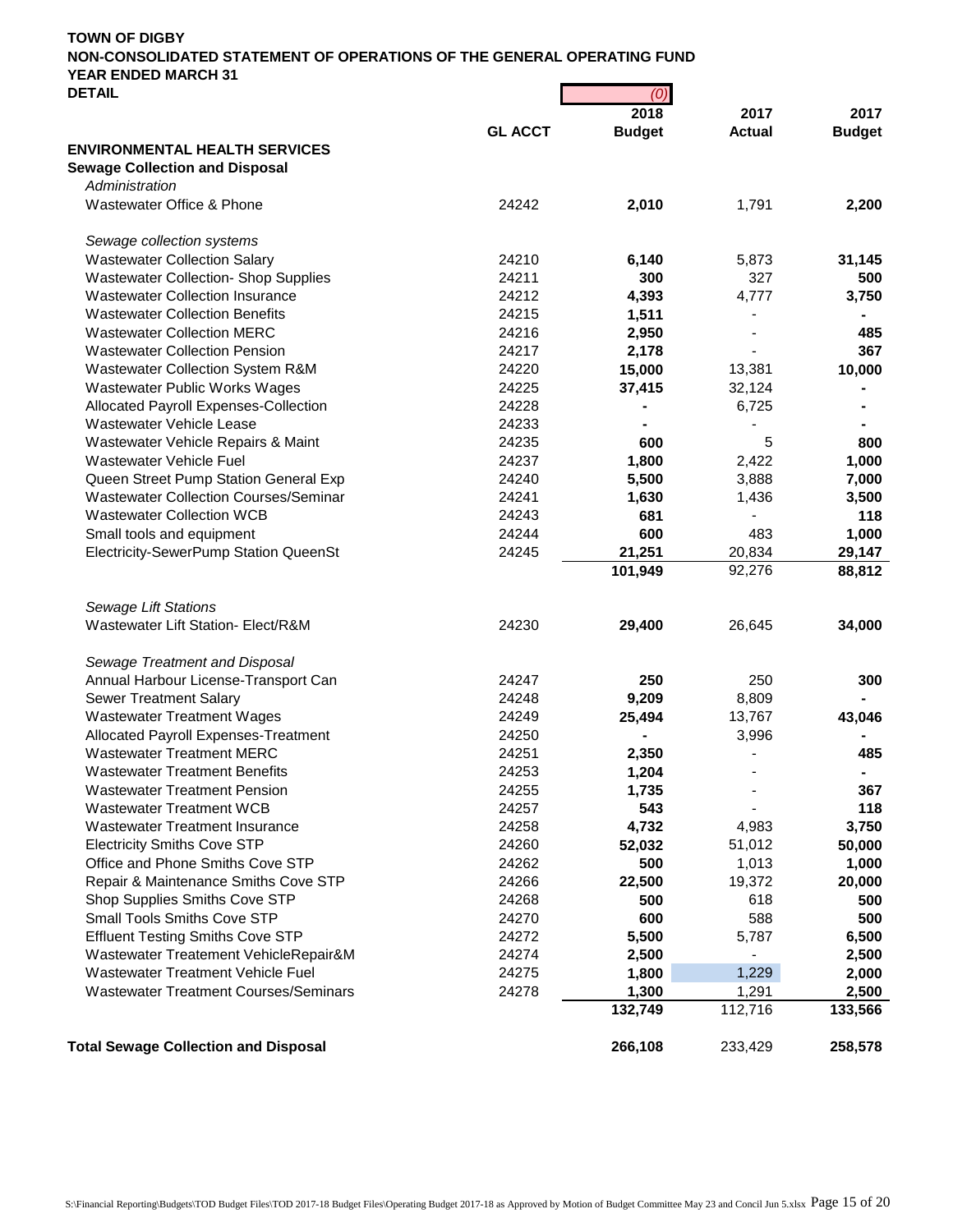**TOWN OF DIGBY**
**NON-CONSOLIDATED STATEMENT OF OPERATIONS OF THE GENERAL OPERATING FUND**
**YEAR ENDED MARCH 31**
**DETAIL**

| | GL ACCT | (0) 2018 Budget | 2017 Actual | 2017 Budget |
|---|---|---|---|---|
| **ENVIRONMENTAL HEALTH SERVICES** | | | | |
| **Sewage Collection and Disposal** | | | | |
| *Administration* | | | | |
| Wastewater Office & Phone | 24242 | **2,010** | 1,791 | **2,200** |
| | | | | |
| *Sewage collection systems* | | | | |
| Wastewater Collection Salary | 24210 | **6,140** | 5,873 | **31,145** |
| Wastewater Collection- Shop Supplies | 24211 | **300** | 327 | **500** |
| Wastewater Collection Insurance | 24212 | **4,393** | 4,777 | **3,750** |
| Wastewater Collection Benefits | 24215 | **1,511** | - | **-** |
| Wastewater Collection MERC | 24216 | **2,950** | - | **485** |
| Wastewater Collection Pension | 24217 | **2,178** | - | **367** |
| Wastewater Collection System R&M | 24220 | **15,000** | 13,381 | **10,000** |
| Wastewater Public Works Wages | 24225 | **37,415** | 32,124 | **-** |
| Allocated Payroll Expenses-Collection | 24228 | **-** | 6,725 | **-** |
| Wastewater Vehicle Lease | 24233 | **-** | - | **-** |
| Wastewater Vehicle Repairs & Maint | 24235 | **600** | 5 | **800** |
| Wastewater Vehicle Fuel | 24237 | **1,800** | 2,422 | **1,000** |
| Queen Street Pump Station General Exp | 24240 | **5,500** | 3,888 | **7,000** |
| Wastewater Collection Courses/Seminar | 24241 | **1,630** | 1,436 | **3,500** |
| Wastewater Collection WCB | 24243 | **681** | - | **118** |
| Small tools and equipment | 24244 | **600** | 483 | **1,000** |
| Electricity-SewerPump Station QueenSt | 24245 | **21,251** | 20,834 | **29,147** |
| | | **101,949** | 92,276 | **88,812** |
| | | | | |
| *Sewage Lift Stations* | | | | |
| Wastewater Lift Station- Elect/R&M | 24230 | **29,400** | 26,645 | **34,000** |
| | | | | |
| *Sewage Treatment and Disposal* | | | | |
| Annual Harbour License-Transport Can | 24247 | **250** | 250 | **300** |
| Sewer Treatment Salary | 24248 | **9,209** | 8,809 | **-** |
| Wastewater Treatment Wages | 24249 | **25,494** | 13,767 | **43,046** |
| Allocated Payroll Expenses-Treatment | 24250 | **-** | 3,996 | **-** |
| Wastewater Treatment MERC | 24251 | **2,350** | - | **485** |
| Wastewater Treatment Benefits | 24253 | **1,204** | - | **-** |
| Wastewater Treatment Pension | 24255 | **1,735** | - | **367** |
| Wastewater Treatment WCB | 24257 | **543** | - | **118** |
| Wastewater Treatment Insurance | 24258 | **4,732** | 4,983 | **3,750** |
| Electricity Smiths Cove STP | 24260 | **52,032** | 51,012 | **50,000** |
| Office and Phone Smiths Cove STP | 24262 | **500** | 1,013 | **1,000** |
| Repair & Maintenance Smiths Cove STP | 24266 | **22,500** | 19,372 | **20,000** |
| Shop Supplies Smiths Cove STP | 24268 | **500** | 618 | **500** |
| Small Tools Smiths Cove STP | 24270 | **600** | 588 | **500** |
| Effluent Testing Smiths Cove STP | 24272 | **5,500** | 5,787 | **6,500** |
| Wastewater Treatement VehicleRepair&M | 24274 | **2,500** | - | **2,500** |
| Wastewater Treatment Vehicle Fuel | 24275 | **1,800** | 1,229 | **2,000** |
| Wastewater Treatment Courses/Seminars | 24278 | **1,300** | 1,291 | **2,500** |
| | | **132,749** | 112,716 | **133,566** |
| | | | | |
| **Total Sewage Collection and Disposal** | | **266,108** | 233,429 | **258,578** |

S:\Financial Reporting\Budgets\TOD Budget Files\TOD 2017-18 Budget Files\Operating Budget 2017-18 as Approved by Motion of Budget Committee May 23 and Concil Jun 5.xlsx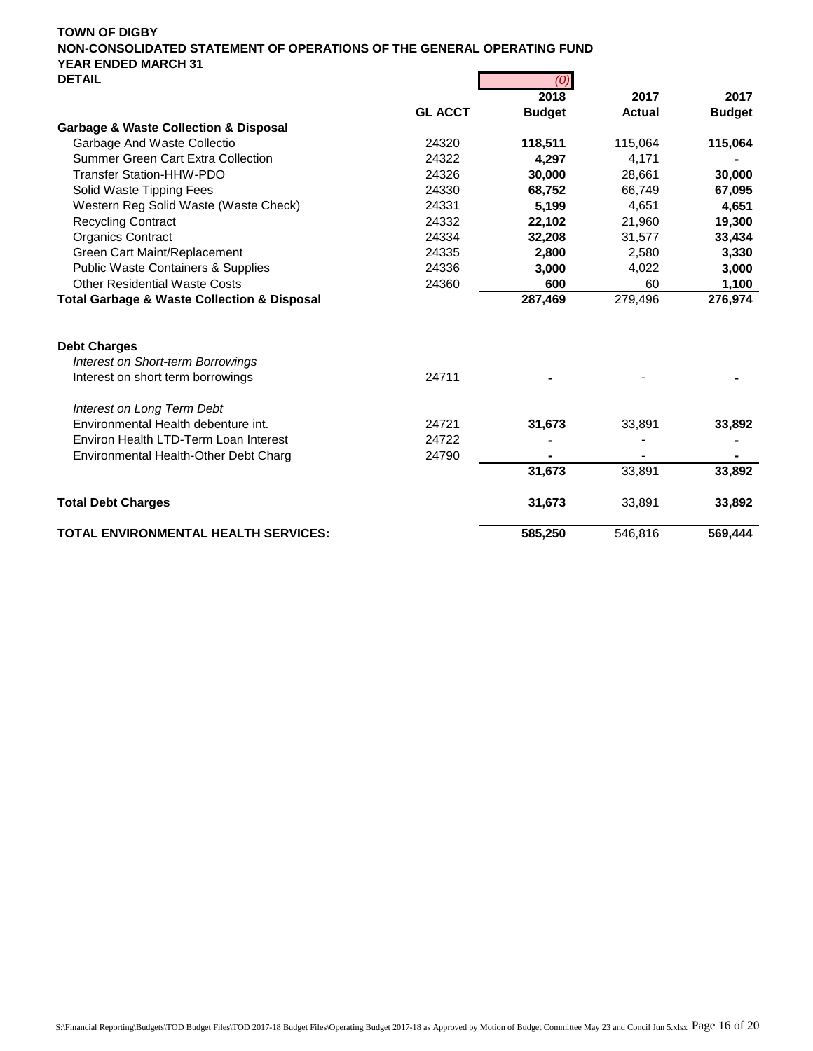**TOWN OF DIGBY**
**NON-CONSOLIDATED STATEMENT OF OPERATIONS OF THE GENERAL OPERATING FUND**
**YEAR ENDED MARCH 31**
**DETAIL**

| | GL ACCT | 2018 Budget | 2017 Actual | 2017 Budget |
|---|---|---|---|---|
| | | *(0)* | | |
| **Garbage & Waste Collection & Disposal** | | | | |
| Garbage And Waste Collectio | 24320 | **118,511** | 115,064 | **115,064** |
| Summer Green Cart Extra Collection | 24322 | **4,297** | 4,171 | **-** |
| Transfer Station-HHW-PDO | 24326 | **30,000** | 28,661 | **30,000** |
| Solid Waste Tipping Fees | 24330 | **68,752** | 66,749 | **67,095** |
| Western Reg Solid Waste (Waste Check) | 24331 | **5,199** | 4,651 | **4,651** |
| Recycling Contract | 24332 | **22,102** | 21,960 | **19,300** |
| Organics Contract | 24334 | **32,208** | 31,577 | **33,434** |
| Green Cart Maint/Replacement | 24335 | **2,800** | 2,580 | **3,330** |
| Public Waste Containers & Supplies | 24336 | **3,000** | 4,022 | **3,000** |
| Other Residential Waste Costs | 24360 | **600** | 60 | **1,100** |
| **Total Garbage & Waste Collection & Disposal** | | **287,469** | 279,496 | **276,974** |
| | | | | |
| **Debt Charges** | | | | |
| *Interest on Short-term Borrowings* | | | | |
| Interest on short term borrowings | 24711 | **-** | - | **-** |
| *Interest on Long Term Debt* | | | | |
| Environmental Health debenture int. | 24721 | **31,673** | 33,891 | **33,892** |
| Environ Health LTD-Term Loan Interest | 24722 | **-** | - | **-** |
| Environmental Health-Other Debt Charg | 24790 | **-** | - | **-** |
| | | **31,673** | 33,891 | **33,892** |
| **Total Debt Charges** | | **31,673** | 33,891 | **33,892** |
| **TOTAL ENVIRONMENTAL HEALTH SERVICES:** | | **585,250** | 546,816 | **569,444** |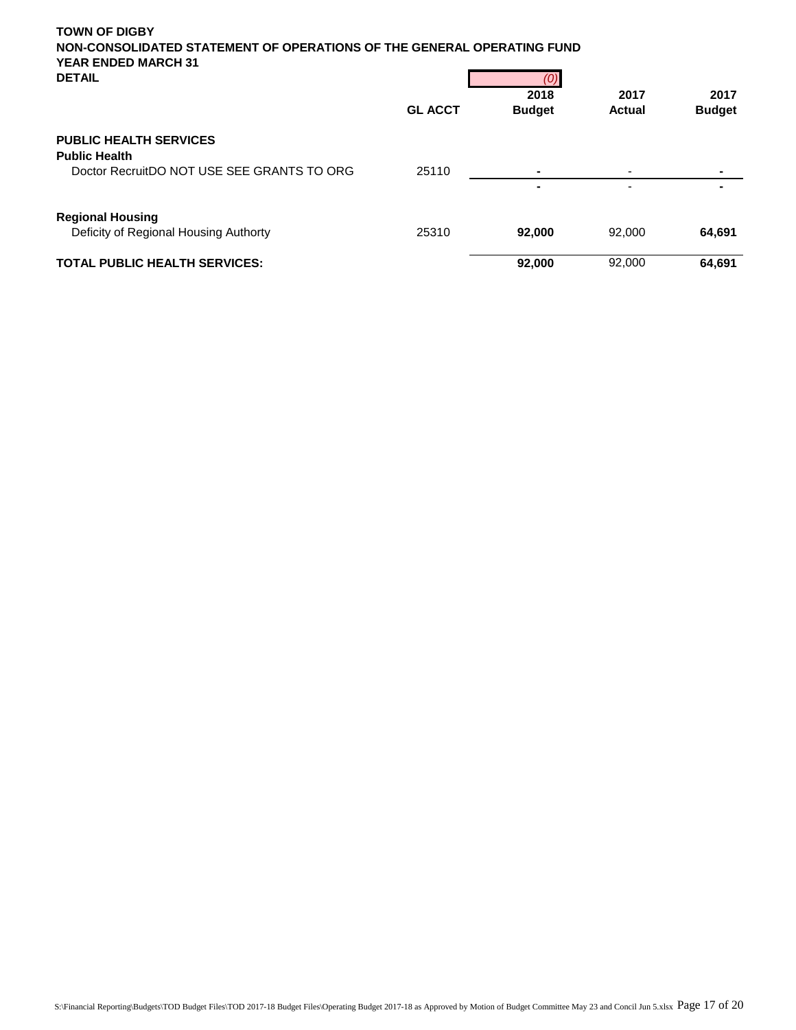**TOWN OF DIGBY**
**NON-CONSOLIDATED STATEMENT OF OPERATIONS OF THE GENERAL OPERATING FUND**
**YEAR ENDED MARCH 31**
**DETAIL**

| | GL ACCT | *(0)* 2018 Budget | 2017 Actual | 2017 Budget |
|---|---|---|---|---|
| **PUBLIC HEALTH SERVICES** | | | | |
| **Public Health** | | | | |
| Doctor RecruitDO NOT USE SEE GRANTS TO ORG | 25110 | **-** | - | **-** |
| | | **-** | - | **-** |
| **Regional Housing** | | | | |
| Deficity of Regional Housing Authorty | 25310 | **92,000** | 92,000 | **64,691** |
| **TOTAL PUBLIC HEALTH SERVICES:** | | **92,000** | 92,000 | **64,691** |

S:\Financial Reporting\Budgets\TOD Budget Files\TOD 2017-18 Budget Files\Operating Budget 2017-18 as Approved by Motion of Budget Committee May 23 and Concil Jun 5.xlsx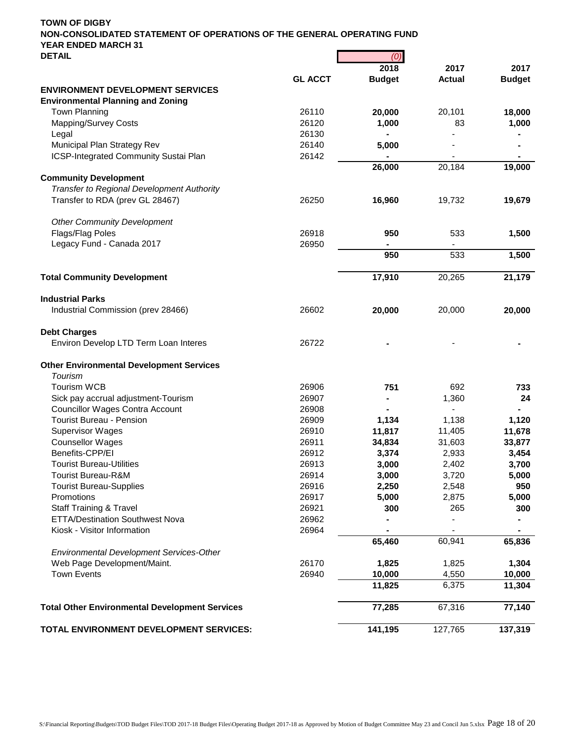**TOWN OF DIGBY**
**NON-CONSOLIDATED STATEMENT OF OPERATIONS OF THE GENERAL OPERATING FUND**
**YEAR ENDED MARCH 31**
**DETAIL**

| | GL ACCT | (0)<br>2018<br>Budget | 2017<br>Actual | 2017<br>Budget |
|---|---|---|---|---|
| **ENVIRONMENT DEVELOPMENT SERVICES** | | | | |
| **Environmental Planning and Zoning** | | | | |
| Town Planning | 26110 | **20,000** | 20,101 | **18,000** |
| Mapping/Survey Costs | 26120 | **1,000** | 83 | **1,000** |
| Legal | 26130 | **-** | - | **-** |
| Municipal Plan Strategy Rev | 26140 | **5,000** | - | **-** |
| ICSP-Integrated Community Sustai Plan | 26142 | **-** | - | **-** |
| | | **26,000** | 20,184 | **19,000** |
| **Community Development** | | | | |
| *Transfer to Regional Development Authority* | | | | |
| Transfer to RDA (prev GL 28467) | 26250 | **16,960** | 19,732 | **19,679** |
| *Other Community Development* | | | | |
| Flags/Flag Poles | 26918 | **950** | 533 | **1,500** |
| Legacy Fund - Canada 2017 | 26950 | **-** | - | |
| | | **950** | 533 | **1,500** |
| **Total Community Development** | | **17,910** | 20,265 | **21,179** |
| **Industrial Parks** | | | | |
| Industrial Commission (prev 28466) | 26602 | **20,000** | 20,000 | **20,000** |
| **Debt Charges** | | | | |
| Environ Develop LTD Term Loan Interes | 26722 | **-** | - | **-** |
| **Other Environmental Development Services** | | | | |
| *Tourism* | | | | |
| Tourism WCB | 26906 | **751** | 692 | **733** |
| Sick pay accrual adjustment-Tourism | 26907 | **-** | 1,360 | **24** |
| Councillor Wages Contra Account | 26908 | **-** | - | **-** |
| Tourist Bureau - Pension | 26909 | **1,134** | 1,138 | **1,120** |
| Supervisor Wages | 26910 | **11,817** | 11,405 | **11,678** |
| Counsellor Wages | 26911 | **34,834** | 31,603 | **33,877** |
| Benefits-CPP/EI | 26912 | **3,374** | 2,933 | **3,454** |
| Tourist Bureau-Utilities | 26913 | **3,000** | 2,402 | **3,700** |
| Tourist Bureau-R&M | 26914 | **3,000** | 3,720 | **5,000** |
| Tourist Bureau-Supplies | 26916 | **2,250** | 2,548 | **950** |
| Promotions | 26917 | **5,000** | 2,875 | **5,000** |
| Staff Training & Travel | 26921 | **300** | 265 | **300** |
| ETTA/Destination Southwest Nova | 26962 | **-** | - | **-** |
| Kiosk - Visitor Information | 26964 | **-** | - | **-** |
| | | **65,460** | 60,941 | **65,836** |
| *Environmental Development Services-Other* | | | | |
| Web Page Development/Maint. | 26170 | **1,825** | 1,825 | **1,304** |
| Town Events | 26940 | **10,000** | 4,550 | **10,000** |
| | | **11,825** | 6,375 | **11,304** |
| **Total Other Environmental Development Services** | | **77,285** | 67,316 | **77,140** |
| **TOTAL ENVIRONMENT DEVELOPMENT SERVICES:** | | **141,195** | 127,765 | **137,319** |

S:\Financial Reporting\Budgets\TOD Budget Files\TOD 2017-18 Budget Files\Operating Budget 2017-18 as Approved by Motion of Budget Committee May 23 and Concil Jun 5.xlsx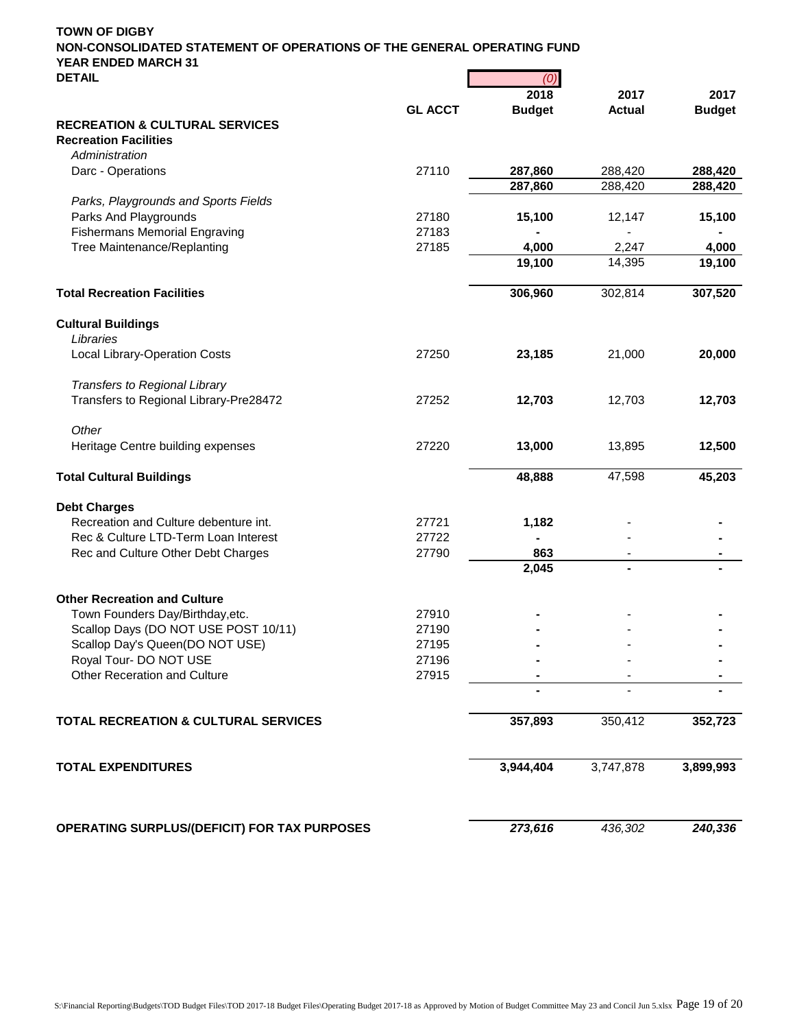**TOWN OF DIGBY**
**NON-CONSOLIDATED STATEMENT OF OPERATIONS OF THE GENERAL OPERATING FUND**
**YEAR ENDED MARCH 31**

| **DETAIL** | **GL ACCT** | *(0)* **2018 Budget** | **2017 Actual** | **2017 Budget** |
|---|---|---|---|---|
| **RECREATION & CULTURAL SERVICES** | | | | |
| **Recreation Facilities** | | | | |
| *Administration* | | | | |
| Darc - Operations | 27110 | **287,860** | 288,420 | **288,420** |
| | | **287,860** | 288,420 | **288,420** |
| *Parks, Playgrounds and Sports Fields* | | | | |
| Parks And Playgrounds | 27180 | **15,100** | 12,147 | **15,100** |
| Fishermans Memorial Engraving | 27183 | **-** | - | **-** |
| Tree Maintenance/Replanting | 27185 | **4,000** | 2,247 | **4,000** |
| | | **19,100** | 14,395 | **19,100** |
| **Total Recreation Facilities** | | **306,960** | 302,814 | **307,520** |
| **Cultural Buildings** | | | | |
| *Libraries* | | | | |
| Local Library-Operation Costs | 27250 | **23,185** | 21,000 | **20,000** |
| *Transfers to Regional Library* | | | | |
| Transfers to Regional Library-Pre28472 | 27252 | **12,703** | 12,703 | **12,703** |
| *Other* | | | | |
| Heritage Centre building expenses | 27220 | **13,000** | 13,895 | **12,500** |
| **Total Cultural Buildings** | | **48,888** | 47,598 | **45,203** |
| **Debt Charges** | | | | |
| Recreation and Culture debenture int. | 27721 | **1,182** | - | **-** |
| Rec & Culture LTD-Term Loan Interest | 27722 | **-** | - | **-** |
| Rec and Culture Other Debt Charges | 27790 | **863** | - | **-** |
| | | **2,045** | **-** | **-** |
| **Other Recreation and Culture** | | | | |
| Town Founders Day/Birthday,etc. | 27910 | **-** | - | **-** |
| Scallop Days (DO NOT USE POST 10/11) | 27190 | **-** | - | **-** |
| Scallop Day's Queen(DO NOT USE) | 27195 | **-** | - | **-** |
| Royal Tour- DO NOT USE | 27196 | **-** | - | **-** |
| Other Receration and Culture | 27915 | **-** | - | **-** |
| | | **-** | - | **-** |
| **TOTAL RECREATION & CULTURAL SERVICES** | | **357,893** | 350,412 | **352,723** |
| **TOTAL EXPENDITURES** | | **3,944,404** | 3,747,878 | **3,899,993** |
| **OPERATING SURPLUS/(DEFICIT) FOR TAX PURPOSES** | | ***273,616*** | *436,302* | ***240,336*** |

S:\Financial Reporting\Budgets\TOD Budget Files\TOD 2017-18 Budget Files\Operating Budget 2017-18 as Approved by Motion of Budget Committee May 23 and Concil Jun 5.xlsx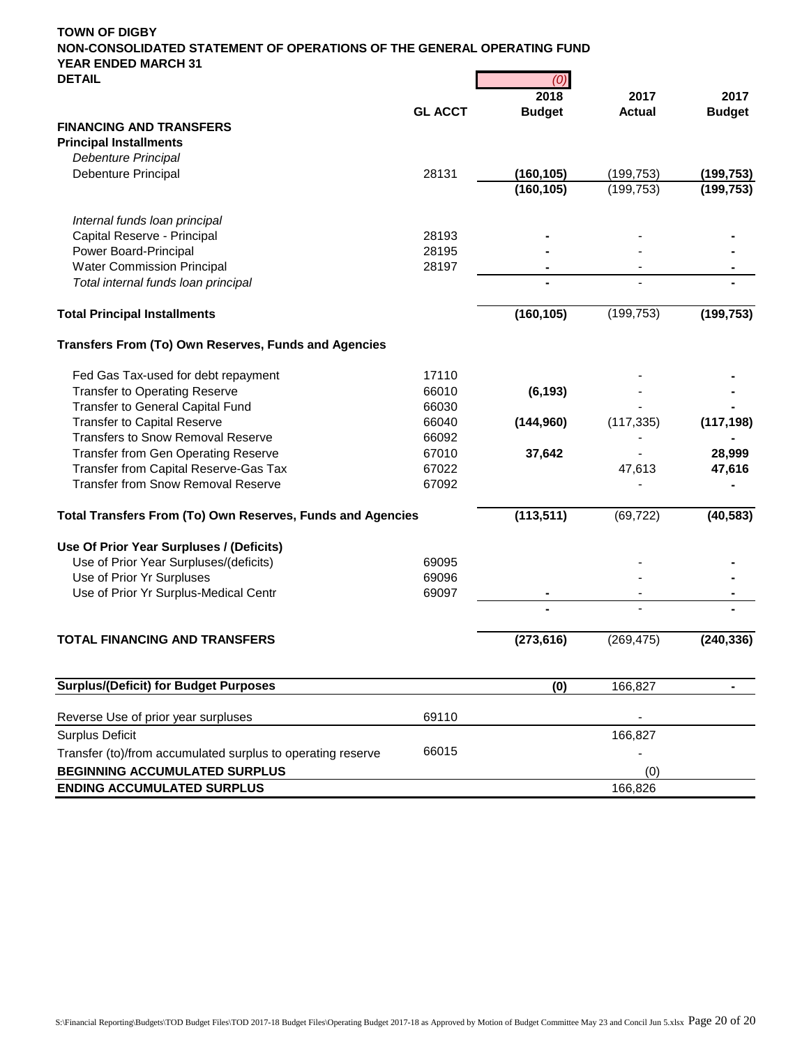**TOWN OF DIGBY**
**NON-CONSOLIDATED STATEMENT OF OPERATIONS OF THE GENERAL OPERATING FUND**
**YEAR ENDED MARCH 31**
**DETAIL**

| | GL ACCT | (0)<br>2018<br>Budget | 2017<br>Actual | 2017<br>Budget |
|---|---|---|---|---|
| **FINANCING AND TRANSFERS** | | | | |
| **Principal Installments** | | | | |
| *Debenture Principal* | | | | |
| Debenture Principal | 28131 | **(160,105)** | (199,753) | **(199,753)** |
| | | **(160,105)** | (199,753) | **(199,753)** |
| *Internal funds loan principal* | | | | |
| Capital Reserve - Principal | 28193 | **-** | - | **-** |
| Power Board-Principal | 28195 | **-** | - | **-** |
| Water Commission Principal | 28197 | **-** | - | **-** |
| *Total internal funds loan principal* | | **-** | - | **-** |
| **Total Principal Installments** | | **(160,105)** | (199,753) | **(199,753)** |
| **Transfers From (To) Own Reserves, Funds and Agencies** | | | | |
| Fed Gas Tax-used for debt repayment | 17110 | | - | **-** |
| Transfer to Operating Reserve | 66010 | **(6,193)** | - | **-** |
| Transfer to General Capital Fund | 66030 | | - | **-** |
| Transfer to Capital Reserve | 66040 | **(144,960)** | (117,335) | **(117,198)** |
| Transfers to Snow Removal Reserve | 66092 | | - | **-** |
| Transfer from Gen Operating Reserve | 67010 | **37,642** | - | **28,999** |
| Transfer from Capital Reserve-Gas Tax | 67022 | | 47,613 | **47,616** |
| Transfer from Snow Removal Reserve | 67092 | | - | **-** |
| **Total Transfers From (To) Own Reserves, Funds and Agencies** | | **(113,511)** | (69,722) | **(40,583)** |
| **Use Of Prior Year Surpluses / (Deficits)** | | | | |
| Use of Prior Year Surpluses/(deficits) | 69095 | | - | **-** |
| Use of Prior Yr Surpluses | 69096 | | - | **-** |
| Use of Prior Yr Surplus-Medical Centr | 69097 | **-** | - | **-** |
| | | **-** | - | **-** |
| **TOTAL FINANCING AND TRANSFERS** | | **(273,616)** | (269,475) | **(240,336)** |
| **Surplus/(Deficit) for Budget Purposes** | | **(0)** | 166,827 | **-** |
| Reverse Use of prior year surpluses | 69110 | | - | |
| Surplus Deficit | | | 166,827 | |
| Transfer (to)/from accumulated surplus to operating reserve | 66015 | | - | |
| **BEGINNING ACCUMULATED SURPLUS** | | | (0) | |
| **ENDING ACCUMULATED SURPLUS** | | | 166,826 | |

S:\Financial Reporting\Budgets\TOD Budget Files\TOD 2017-18 Budget Files\Operating Budget 2017-18 as Approved by Motion of Budget Committee May 23 and Concil Jun 5.xlsx